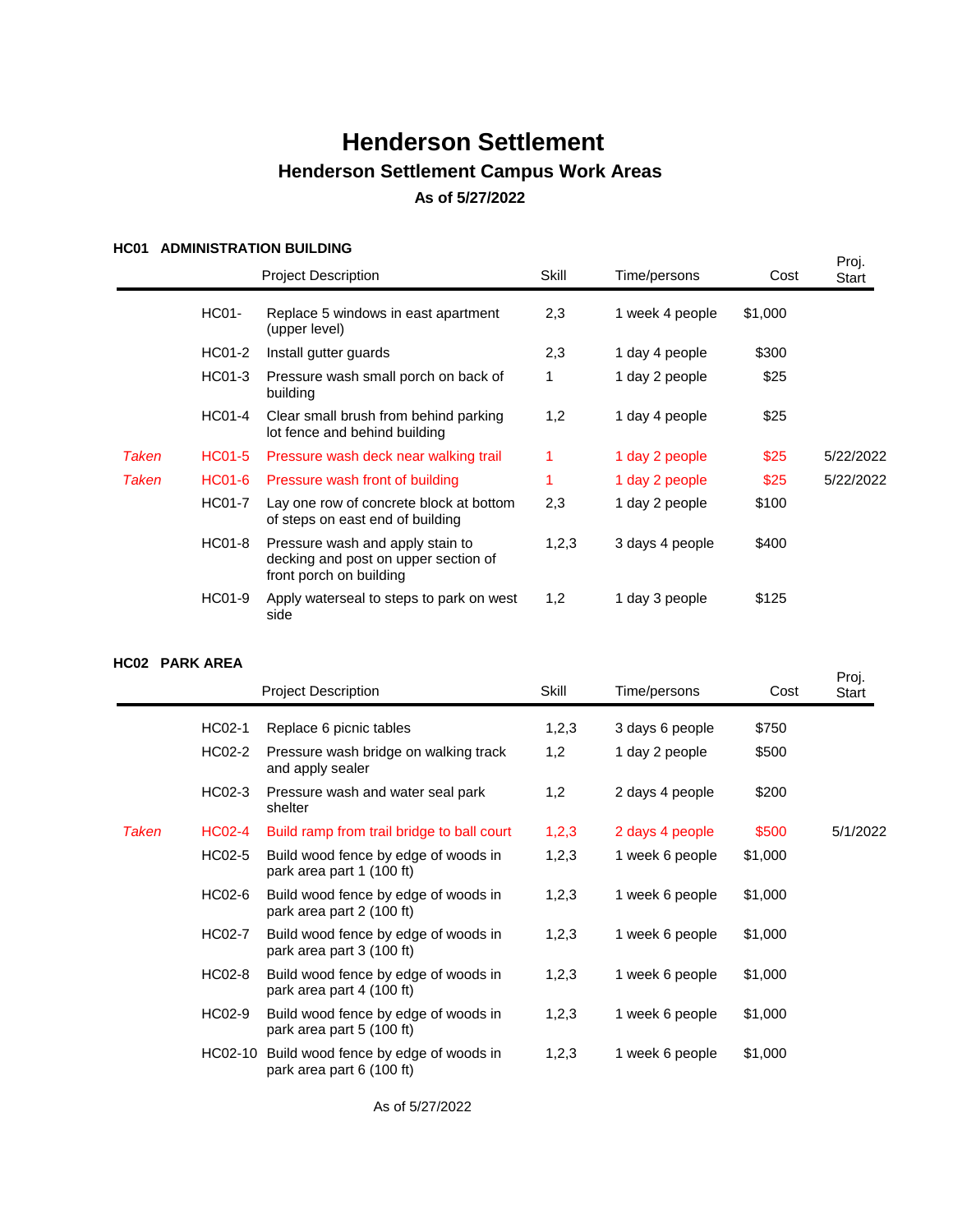# Henderson Settlement

## Henderson Settlement Campus Work Areas

### As of 5/27/2022

**HC01 ADMINISTRATION BUILDING**

| | | Project Description | Skill | Time/persons | Cost | Proj. Start |
|---|---|---|---|---|---|---|
| | HC01- | Replace 5 windows in east apartment (upper level) | 2,3 | 1 week 4 people | $1,000 | |
| | HC01-2 | Install gutter guards | 2,3 | 1 day 4 people | $300 | |
| | HC01-3 | Pressure wash small porch on back of building | 1 | 1 day 2 people | $25 | |
| | HC01-4 | Clear small brush from behind parking lot fence and behind building | 1,2 | 1 day 4 people | $25 | |
| *Taken* | HC01-5 | Pressure wash deck near walking trail | 1 | 1 day 2 people | $25 | 5/22/2022 |
| *Taken* | HC01-6 | Pressure wash front of building | 1 | 1 day 2 people | $25 | 5/22/2022 |
| | HC01-7 | Lay one row of concrete block at bottom of steps on east end of building | 2,3 | 1 day 2 people | $100 | |
| | HC01-8 | Pressure wash and apply stain to decking and post on upper section of front porch on building | 1,2,3 | 3 days 4 people | $400 | |
| | HC01-9 | Apply waterseal to steps to park on west side | 1,2 | 1 day 3 people | $125 | |

**HC02 PARK AREA**

| | | Project Description | Skill | Time/persons | Cost | Proj. Start |
|---|---|---|---|---|---|---|
| | HC02-1 | Replace 6 picnic tables | 1,2,3 | 3 days 6 people | $750 | |
| | HC02-2 | Pressure wash bridge on walking track and apply sealer | 1,2 | 1 day 2 people | $500 | |
| | HC02-3 | Pressure wash and water seal park shelter | 1,2 | 2 days 4 people | $200 | |
| *Taken* | HC02-4 | Build ramp from trail bridge to ball court | 1,2,3 | 2 days 4 people | $500 | 5/1/2022 |
| | HC02-5 | Build wood fence by edge of woods in park area part 1 (100 ft) | 1,2,3 | 1 week 6 people | $1,000 | |
| | HC02-6 | Build wood fence by edge of woods in park area part 2 (100 ft) | 1,2,3 | 1 week 6 people | $1,000 | |
| | HC02-7 | Build wood fence by edge of woods in park area part 3 (100 ft) | 1,2,3 | 1 week 6 people | $1,000 | |
| | HC02-8 | Build wood fence by edge of woods in park area part 4 (100 ft) | 1,2,3 | 1 week 6 people | $1,000 | |
| | HC02-9 | Build wood fence by edge of woods in park area part 5 (100 ft) | 1,2,3 | 1 week 6 people | $1,000 | |
| | HC02-10 | Build wood fence by edge of woods in park area part 6 (100 ft) | 1,2,3 | 1 week 6 people | $1,000 | |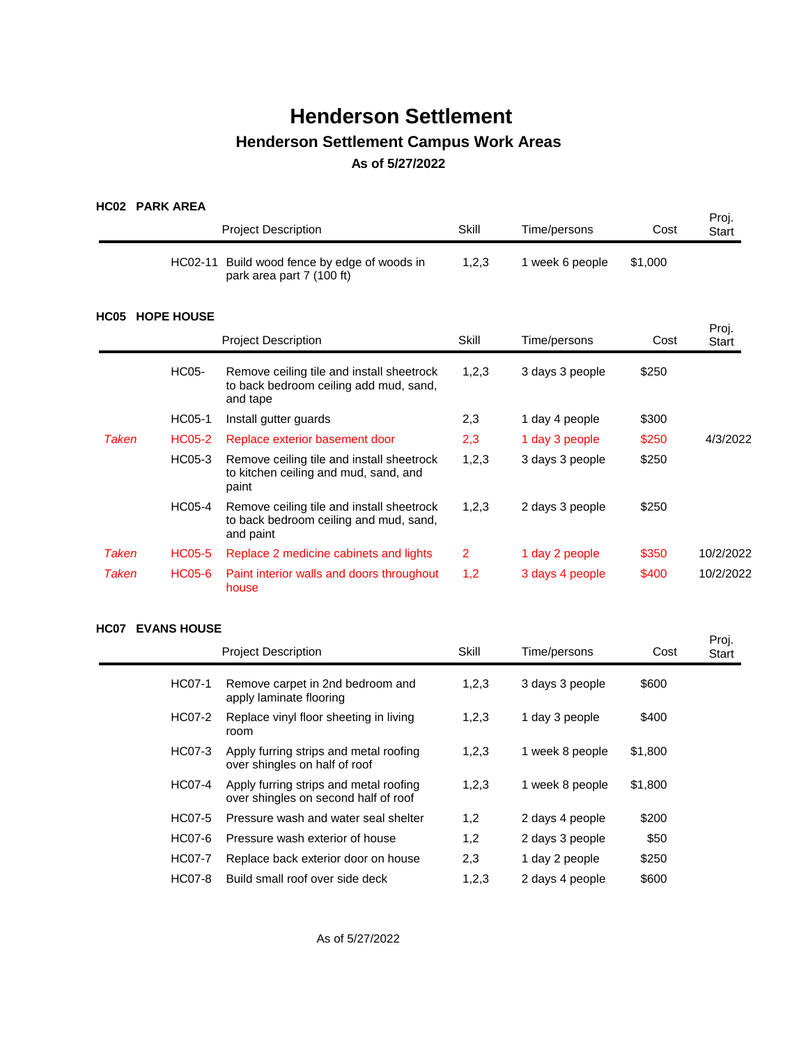# Henderson Settlement

## Henderson Settlement Campus Work Areas

### As of 5/27/2022

**HC02 PARK AREA**

| | | Project Description | Skill | Time/persons | Cost | Proj. Start |
|---|---|---|---|---|---|---|
| | HC02-11 | Build wood fence by edge of woods in park area part 7 (100 ft) | 1,2,3 | 1 week 6 people | $1,000 | |

**HC05 HOPE HOUSE**

| | | Project Description | Skill | Time/persons | Cost | Proj. Start |
|---|---|---|---|---|---|---|
| | HC05- | Remove ceiling tile and install sheetrock to back bedroom ceiling add mud, sand, and tape | 1,2,3 | 3 days 3 people | $250 | |
| | HC05-1 | Install gutter guards | 2,3 | 1 day 4 people | $300 | |
| *Taken* | HC05-2 | Replace exterior basement door | 2,3 | 1 day 3 people | $250 | 4/3/2022 |
| | HC05-3 | Remove ceiling tile and install sheetrock to kitchen ceiling and mud, sand, and paint | 1,2,3 | 3 days 3 people | $250 | |
| | HC05-4 | Remove ceiling tile and install sheetrock to back bedroom ceiling and mud, sand, and paint | 1,2,3 | 2 days 3 people | $250 | |
| *Taken* | HC05-5 | Replace 2 medicine cabinets and lights | 2 | 1 day 2 people | $350 | 10/2/2022 |
| *Taken* | HC05-6 | Paint interior walls and doors throughout house | 1,2 | 3 days 4 people | $400 | 10/2/2022 |

**HC07 EVANS HOUSE**

| | | Project Description | Skill | Time/persons | Cost | Proj. Start |
|---|---|---|---|---|---|---|
| | HC07-1 | Remove carpet in 2nd bedroom and apply laminate flooring | 1,2,3 | 3 days 3 people | $600 | |
| | HC07-2 | Replace vinyl floor sheeting in living room | 1,2,3 | 1 day 3 people | $400 | |
| | HC07-3 | Apply furring strips and metal roofing over shingles on half of roof | 1,2,3 | 1 week 8 people | $1,800 | |
| | HC07-4 | Apply furring strips and metal roofing over shingles on second half of roof | 1,2,3 | 1 week 8 people | $1,800 | |
| | HC07-5 | Pressure wash and water seal shelter | 1,2 | 2 days 4 people | $200 | |
| | HC07-6 | Pressure wash exterior of house | 1,2 | 2 days 3 people | $50 | |
| | HC07-7 | Replace back exterior door on house | 2,3 | 1 day 2 people | $250 | |
| | HC07-8 | Build small roof over side deck | 1,2,3 | 2 days 4 people | $600 | |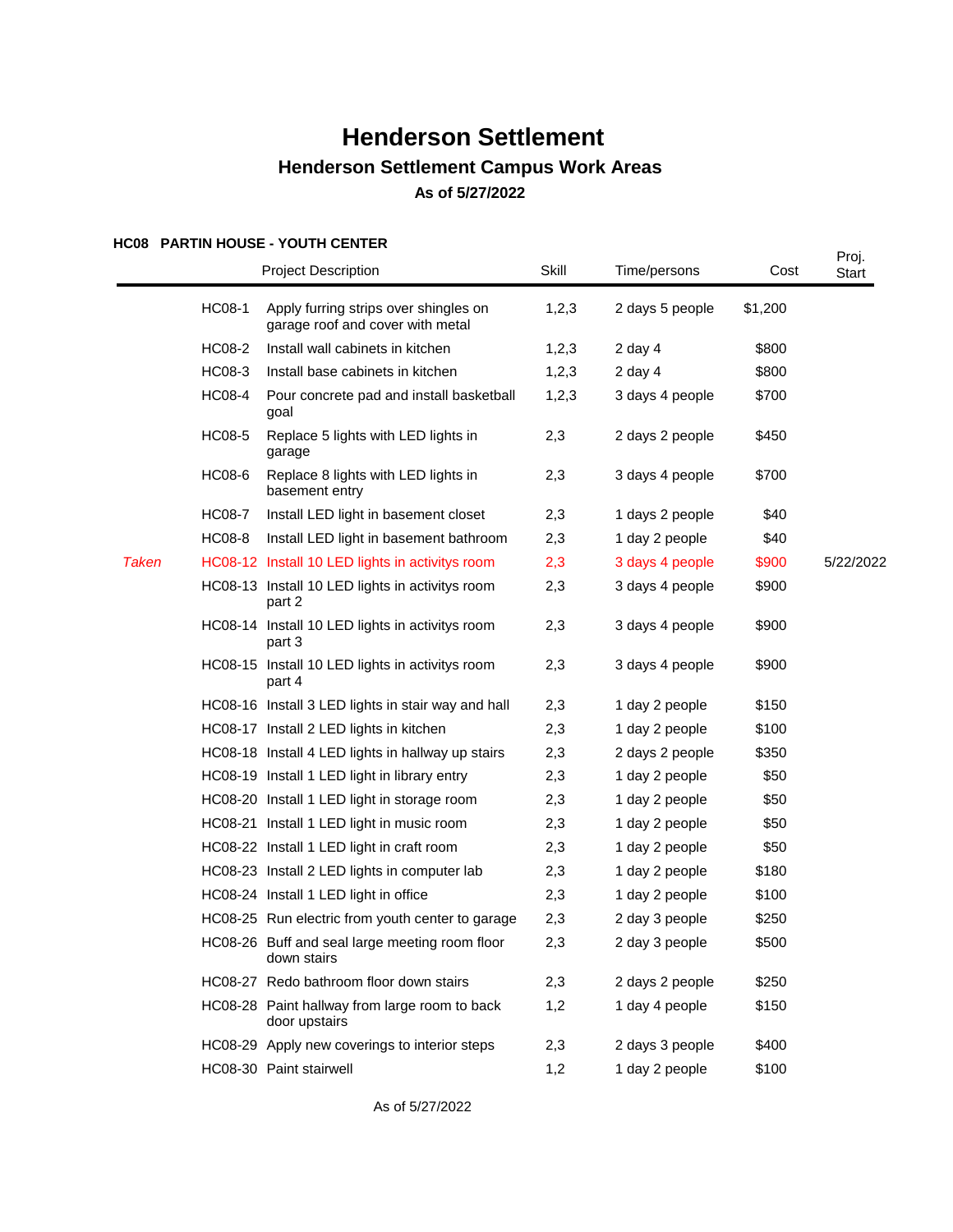# Henderson Settlement

## Henderson Settlement Campus Work Areas

### As of 5/27/2022

**HC08 PARTIN HOUSE - YOUTH CENTER**

| | | Project Description | Skill | Time/persons | Cost | Proj. Start |
|---|---|---|---|---|---|---|
| | HC08-1 | Apply furring strips over shingles on garage roof and cover with metal | 1,2,3 | 2 days 5 people | $1,200 | |
| | HC08-2 | Install wall cabinets in kitchen | 1,2,3 | 2 day 4 | $800 | |
| | HC08-3 | Install base cabinets in kitchen | 1,2,3 | 2 day 4 | $800 | |
| | HC08-4 | Pour concrete pad and install basketball goal | 1,2,3 | 3 days 4 people | $700 | |
| | HC08-5 | Replace 5 lights with LED lights in garage | 2,3 | 2 days 2 people | $450 | |
| | HC08-6 | Replace 8 lights with LED lights in basement entry | 2,3 | 3 days 4 people | $700 | |
| | HC08-7 | Install LED light in basement closet | 2,3 | 1 days 2 people | $40 | |
| | HC08-8 | Install LED light in basement bathroom | 2,3 | 1 day 2 people | $40 | |
| *Taken* | HC08-12 | Install 10 LED lights in activitys room | 2,3 | 3 days 4 people | $900 | 5/22/2022 |
| | HC08-13 | Install 10 LED lights in activitys room part 2 | 2,3 | 3 days 4 people | $900 | |
| | HC08-14 | Install 10 LED lights in activitys room part 3 | 2,3 | 3 days 4 people | $900 | |
| | HC08-15 | Install 10 LED lights in activitys room part 4 | 2,3 | 3 days 4 people | $900 | |
| | HC08-16 | Install 3 LED lights in stair way and hall | 2,3 | 1 day 2 people | $150 | |
| | HC08-17 | Install 2 LED lights in kitchen | 2,3 | 1 day 2 people | $100 | |
| | HC08-18 | Install 4 LED lights in hallway up stairs | 2,3 | 2 days 2 people | $350 | |
| | HC08-19 | Install 1 LED light in library entry | 2,3 | 1 day 2 people | $50 | |
| | HC08-20 | Install 1 LED light in storage room | 2,3 | 1 day 2 people | $50 | |
| | HC08-21 | Install 1 LED light in music room | 2,3 | 1 day 2 people | $50 | |
| | HC08-22 | Install 1 LED light in craft room | 2,3 | 1 day 2 people | $50 | |
| | HC08-23 | Install 2 LED lights in computer lab | 2,3 | 1 day 2 people | $180 | |
| | HC08-24 | Install 1 LED light in office | 2,3 | 1 day 2 people | $100 | |
| | HC08-25 | Run electric from youth center to garage | 2,3 | 2 day 3 people | $250 | |
| | HC08-26 | Buff and seal large meeting room floor down stairs | 2,3 | 2 day 3 people | $500 | |
| | HC08-27 | Redo bathroom floor down stairs | 2,3 | 2 days 2 people | $250 | |
| | HC08-28 | Paint hallway from large room to back door upstairs | 1,2 | 1 day 4 people | $150 | |
| | HC08-29 | Apply new coverings to interior steps | 2,3 | 2 days 3 people | $400 | |
| | HC08-30 | Paint stairwell | 1,2 | 1 day 2 people | $100 | |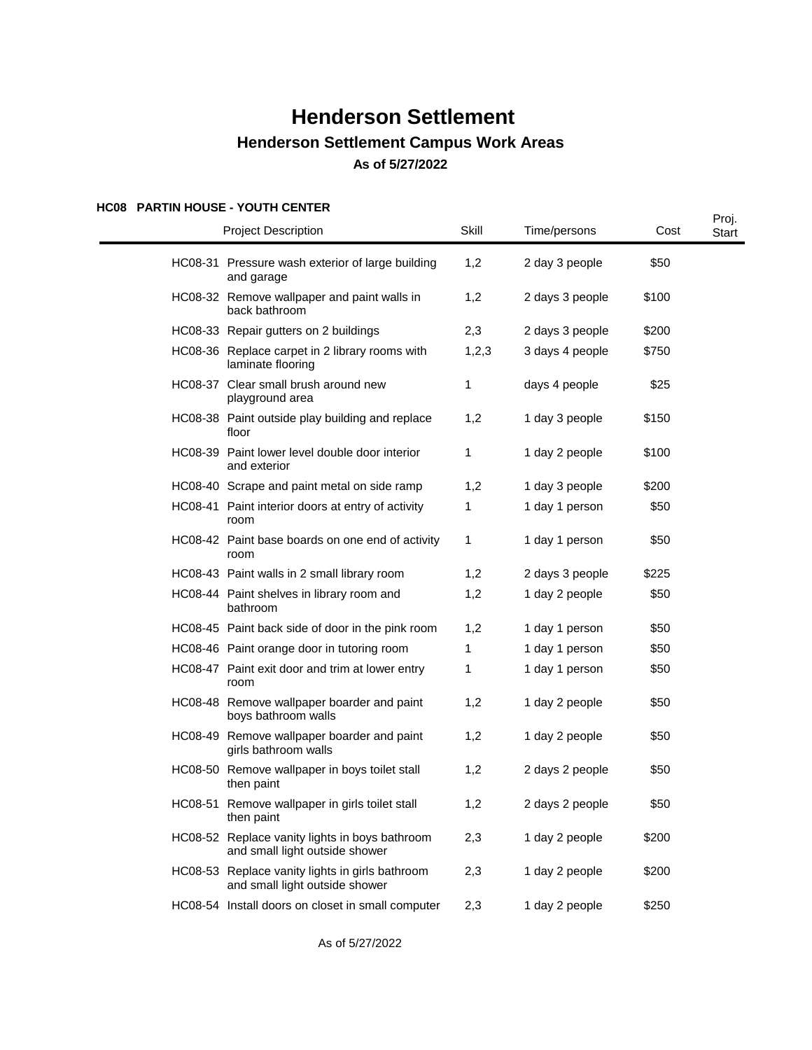# Henderson Settlement

## Henderson Settlement Campus Work Areas

### As of 5/27/2022

**HC08 PARTIN HOUSE - YOUTH CENTER**

| | Project Description | Skill | Time/persons | Cost | Proj. Start |
|---|---|---|---|---|---|
| HC08-31 | Pressure wash exterior of large building and garage | 1,2 | 2 day 3 people | $50 | |
| HC08-32 | Remove wallpaper and paint walls in back bathroom | 1,2 | 2 days 3 people | $100 | |
| HC08-33 | Repair gutters on 2 buildings | 2,3 | 2 days 3 people | $200 | |
| HC08-36 | Replace carpet in 2 library rooms with laminate flooring | 1,2,3 | 3 days 4 people | $750 | |
| HC08-37 | Clear small brush around new playground area | 1 | days 4 people | $25 | |
| HC08-38 | Paint outside play building and replace floor | 1,2 | 1 day 3 people | $150 | |
| HC08-39 | Paint lower level double door interior and exterior | 1 | 1 day 2 people | $100 | |
| HC08-40 | Scrape and paint metal on side ramp | 1,2 | 1 day 3 people | $200 | |
| HC08-41 | Paint interior doors at entry of activity room | 1 | 1 day 1 person | $50 | |
| HC08-42 | Paint base boards on one end of activity room | 1 | 1 day 1 person | $50 | |
| HC08-43 | Paint walls in 2 small library room | 1,2 | 2 days 3 people | $225 | |
| HC08-44 | Paint shelves in library room and bathroom | 1,2 | 1 day 2 people | $50 | |
| HC08-45 | Paint back side of door in the pink room | 1,2 | 1 day 1 person | $50 | |
| HC08-46 | Paint orange door in tutoring room | 1 | 1 day 1 person | $50 | |
| HC08-47 | Paint exit door and trim at lower entry room | 1 | 1 day 1 person | $50 | |
| HC08-48 | Remove wallpaper boarder and paint boys bathroom walls | 1,2 | 1 day 2 people | $50 | |
| HC08-49 | Remove wallpaper boarder and paint girls bathroom walls | 1,2 | 1 day 2 people | $50 | |
| HC08-50 | Remove wallpaper in boys toilet stall then paint | 1,2 | 2 days 2 people | $50 | |
| HC08-51 | Remove wallpaper in girls toilet stall then paint | 1,2 | 2 days 2 people | $50 | |
| HC08-52 | Replace vanity lights in boys bathroom and small light outside shower | 2,3 | 1 day 2 people | $200 | |
| HC08-53 | Replace vanity lights in girls bathroom and small light outside shower | 2,3 | 1 day 2 people | $200 | |
| HC08-54 | Install doors on closet in small computer | 2,3 | 1 day 2 people | $250 | |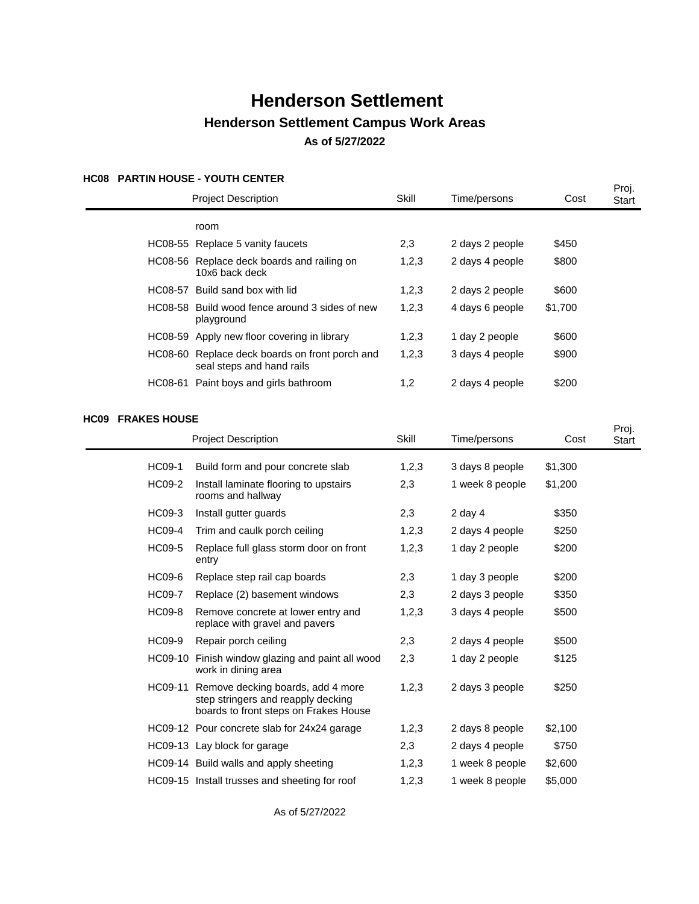# Henderson Settlement

## Henderson Settlement Campus Work Areas

### As of 5/27/2022

#### HC08 PARTIN HOUSE - YOUTH CENTER

| | Project Description | Skill | Time/persons | Cost | Proj. Start |
|---|---|---|---|---|---|
| | room | | | | |
| HC08-55 | Replace 5 vanity faucets | 2,3 | 2 days 2 people | $450 | |
| HC08-56 | Replace deck boards and railing on 10x6 back deck | 1,2,3 | 2 days 4 people | $800 | |
| HC08-57 | Build sand box with lid | 1,2,3 | 2 days 2 people | $600 | |
| HC08-58 | Build wood fence around 3 sides of new playground | 1,2,3 | 4 days 6 people | $1,700 | |
| HC08-59 | Apply new floor covering in library | 1,2,3 | 1 day 2 people | $600 | |
| HC08-60 | Replace deck boards on front porch and seal steps and hand rails | 1,2,3 | 3 days 4 people | $900 | |
| HC08-61 | Paint boys and girls bathroom | 1,2 | 2 days 4 people | $200 | |

#### HC09 FRAKES HOUSE

| | Project Description | Skill | Time/persons | Cost | Proj. Start |
|---|---|---|---|---|---|
| HC09-1 | Build form and pour concrete slab | 1,2,3 | 3 days 8 people | $1,300 | |
| HC09-2 | Install laminate flooring to upstairs rooms and hallway | 2,3 | 1 week 8 people | $1,200 | |
| HC09-3 | Install gutter guards | 2,3 | 2 day 4 | $350 | |
| HC09-4 | Trim and caulk porch ceiling | 1,2,3 | 2 days 4 people | $250 | |
| HC09-5 | Replace full glass storm door on front entry | 1,2,3 | 1 day 2 people | $200 | |
| HC09-6 | Replace step rail cap boards | 2,3 | 1 day 3 people | $200 | |
| HC09-7 | Replace (2) basement windows | 2,3 | 2 days 3 people | $350 | |
| HC09-8 | Remove concrete at lower entry and replace with gravel and pavers | 1,2,3 | 3 days 4 people | $500 | |
| HC09-9 | Repair porch ceiling | 2,3 | 2 days 4 people | $500 | |
| HC09-10 | Finish window glazing and paint all wood work in dining area | 2,3 | 1 day 2 people | $125 | |
| HC09-11 | Remove decking boards, add 4 more step stringers and reapply decking boards to front steps on Frakes House | 1,2,3 | 2 days 3 people | $250 | |
| HC09-12 | Pour concrete slab for 24x24 garage | 1,2,3 | 2 days 8 people | $2,100 | |
| HC09-13 | Lay block for garage | 2,3 | 2 days 4 people | $750 | |
| HC09-14 | Build walls and apply sheeting | 1,2,3 | 1 week 8 people | $2,600 | |
| HC09-15 | Install trusses and sheeting for roof | 1,2,3 | 1 week 8 people | $5,000 | |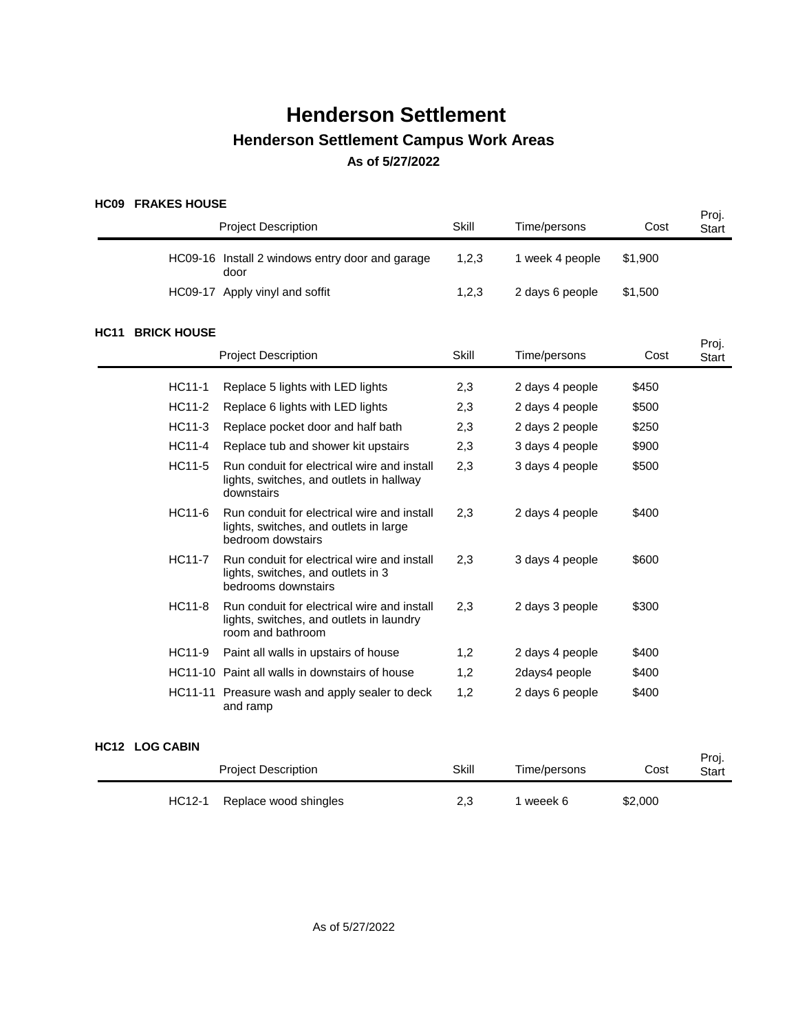# Henderson Settlement

## Henderson Settlement Campus Work Areas

### As of 5/27/2022

**HC09 FRAKES HOUSE**

| | Project Description | Skill | Time/persons | Cost | Proj. Start |
|---|---|---|---|---|---|
| HC09-16 | Install 2 windows entry door and garage door | 1,2,3 | 1 week 4 people | $1,900 | |
| HC09-17 | Apply vinyl and soffit | 1,2,3 | 2 days 6 people | $1,500 | |

**HC11 BRICK HOUSE**

| | Project Description | Skill | Time/persons | Cost | Proj. Start |
|---|---|---|---|---|---|
| HC11-1 | Replace 5 lights with LED lights | 2,3 | 2 days 4 people | $450 | |
| HC11-2 | Replace 6 lights with LED lights | 2,3 | 2 days 4 people | $500 | |
| HC11-3 | Replace pocket door and half bath | 2,3 | 2 days 2 people | $250 | |
| HC11-4 | Replace tub and shower kit upstairs | 2,3 | 3 days 4 people | $900 | |
| HC11-5 | Run conduit for electrical wire and install lights, switches, and outlets in hallway downstairs | 2,3 | 3 days 4 people | $500 | |
| HC11-6 | Run conduit for electrical wire and install lights, switches, and outlets in large bedroom dowstairs | 2,3 | 2 days 4 people | $400 | |
| HC11-7 | Run conduit for electrical wire and install lights, switches, and outlets in 3 bedrooms downstairs | 2,3 | 3 days 4 people | $600 | |
| HC11-8 | Run conduit for electrical wire and install lights, switches, and outlets in laundry room and bathroom | 2,3 | 2 days 3 people | $300 | |
| HC11-9 | Paint all walls in upstairs of house | 1,2 | 2 days 4 people | $400 | |
| HC11-10 | Paint all walls in downstairs of house | 1,2 | 2days4 people | $400 | |
| HC11-11 | Preasure wash and apply sealer to deck and ramp | 1,2 | 2 days 6 people | $400 | |

**HC12 LOG CABIN**

| | Project Description | Skill | Time/persons | Cost | Proj. Start |
|---|---|---|---|---|---|
| HC12-1 | Replace wood shingles | 2,3 | 1 weeek 6 | $2,000 | |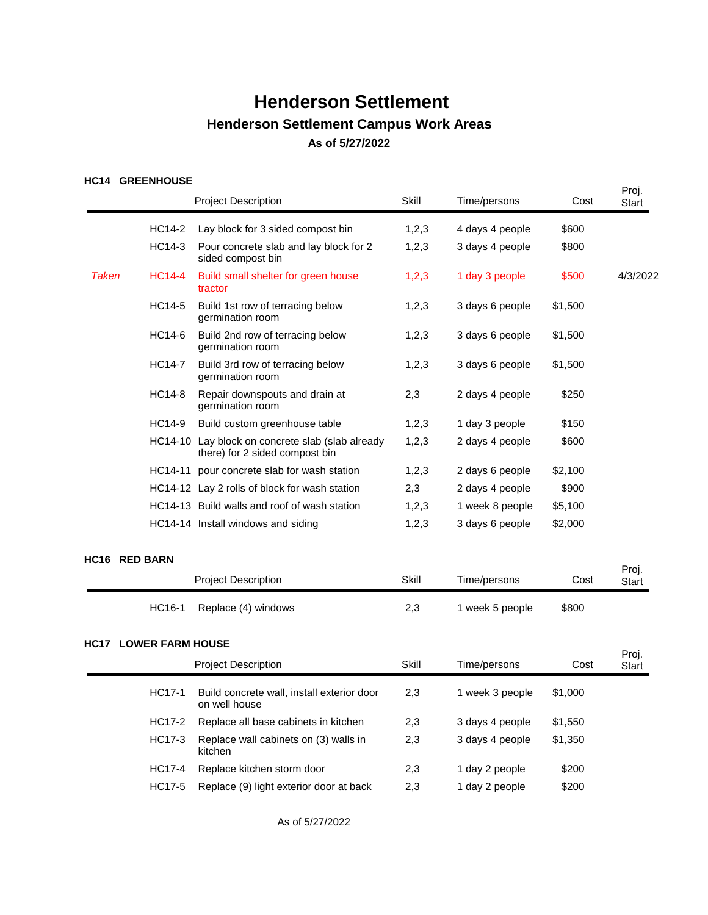# Henderson Settlement

## Henderson Settlement Campus Work Areas

### As of 5/27/2022

### HC14 GREENHOUSE

| | | Project Description | Skill | Time/persons | Cost | Proj. Start |
|---|---|---|---|---|---|---|
| | HC14-2 | Lay block for 3 sided compost bin | 1,2,3 | 4 days 4 people | $600 | |
| | HC14-3 | Pour concrete slab and lay block for 2 sided compost bin | 1,2,3 | 3 days 4 people | $800 | |
| *Taken* | HC14-4 | Build small shelter for green house tractor | 1,2,3 | 1 day 3 people | $500 | 4/3/2022 |
| | HC14-5 | Build 1st row of terracing below germination room | 1,2,3 | 3 days 6 people | $1,500 | |
| | HC14-6 | Build 2nd row of terracing below germination room | 1,2,3 | 3 days 6 people | $1,500 | |
| | HC14-7 | Build 3rd row of terracing below germination room | 1,2,3 | 3 days 6 people | $1,500 | |
| | HC14-8 | Repair downspouts and drain at germination room | 2,3 | 2 days 4 people | $250 | |
| | HC14-9 | Build custom greenhouse table | 1,2,3 | 1 day 3 people | $150 | |
| | HC14-10 | Lay block on concrete slab (slab already there) for 2 sided compost bin | 1,2,3 | 2 days 4 people | $600 | |
| | HC14-11 | pour concrete slab for wash station | 1,2,3 | 2 days 6 people | $2,100 | |
| | HC14-12 | Lay 2 rolls of block for wash station | 2,3 | 2 days 4 people | $900 | |
| | HC14-13 | Build walls and roof of wash station | 1,2,3 | 1 week 8 people | $5,100 | |
| | HC14-14 | Install windows and siding | 1,2,3 | 3 days 6 people | $2,000 | |

### HC16 RED BARN

| | | Project Description | Skill | Time/persons | Cost | Proj. Start |
|---|---|---|---|---|---|---|
| | HC16-1 | Replace (4) windows | 2,3 | 1 week 5 people | $800 | |

### HC17 LOWER FARM HOUSE

| | | Project Description | Skill | Time/persons | Cost | Proj. Start |
|---|---|---|---|---|---|---|
| | HC17-1 | Build concrete wall, install exterior door on well house | 2,3 | 1 week 3 people | $1,000 | |
| | HC17-2 | Replace all base cabinets in kitchen | 2,3 | 3 days 4 people | $1,550 | |
| | HC17-3 | Replace wall cabinets on (3) walls in kitchen | 2,3 | 3 days 4 people | $1,350 | |
| | HC17-4 | Replace kitchen storm door | 2,3 | 1 day 2 people | $200 | |
| | HC17-5 | Replace (9) light exterior door at back | 2,3 | 1 day 2 people | $200 | |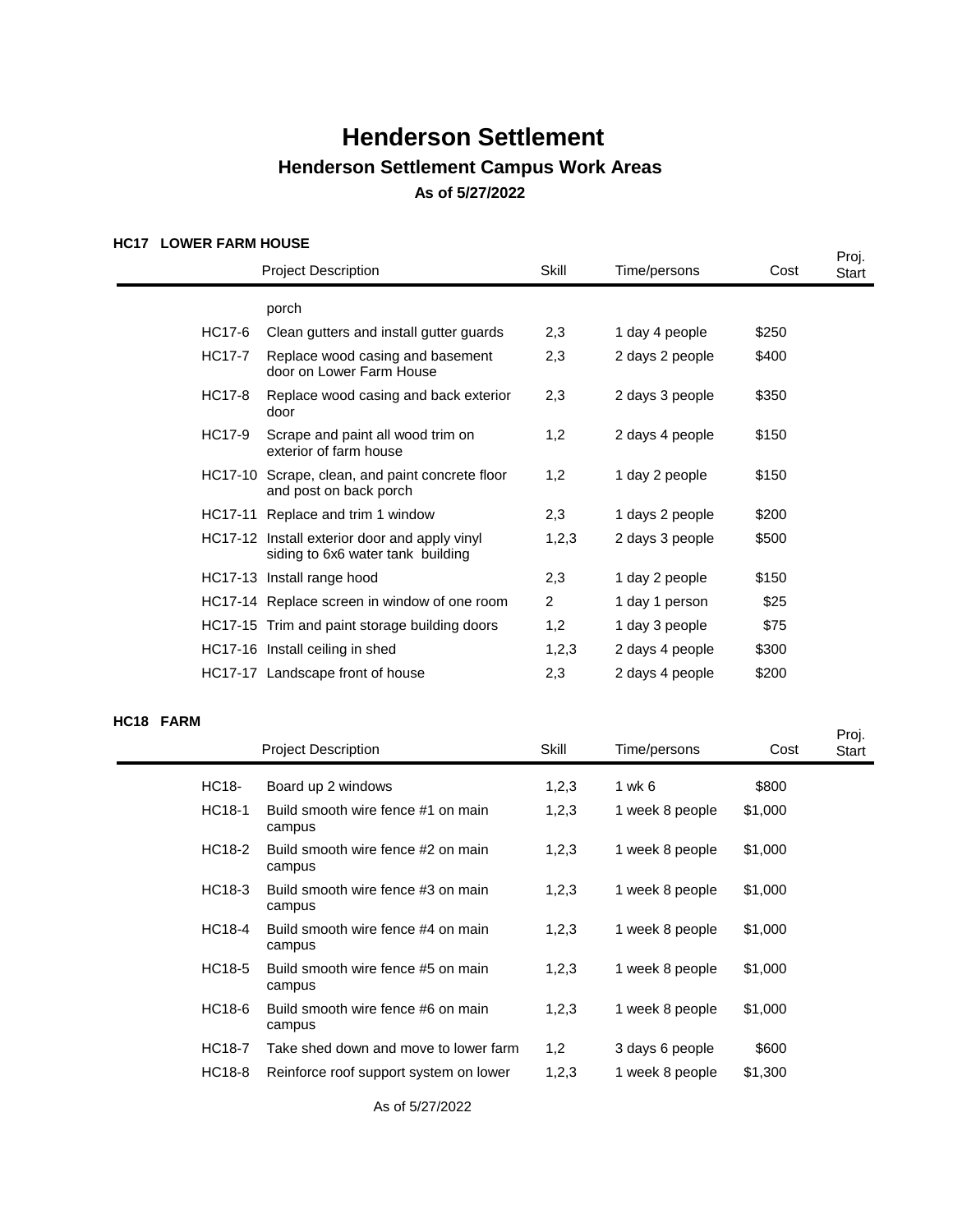# Henderson Settlement

## Henderson Settlement Campus Work Areas

### As of 5/27/2022

**HC17 LOWER FARM HOUSE**

| | Project Description | Skill | Time/persons | Cost | Proj. Start |
|---|---|---|---|---|---|
| | porch | | | | |
| HC17-6 | Clean gutters and install gutter guards | 2,3 | 1 day 4 people | $250 | |
| HC17-7 | Replace wood casing and basement door on Lower Farm House | 2,3 | 2 days 2 people | $400 | |
| HC17-8 | Replace wood casing and back exterior door | 2,3 | 2 days 3 people | $350 | |
| HC17-9 | Scrape and paint all wood trim on exterior of farm house | 1,2 | 2 days 4 people | $150 | |
| HC17-10 | Scrape, clean, and paint concrete floor and post on back porch | 1,2 | 1 day 2 people | $150 | |
| HC17-11 | Replace and trim 1 window | 2,3 | 1 days 2 people | $200 | |
| HC17-12 | Install exterior door and apply vinyl siding to 6x6 water tank building | 1,2,3 | 2 days 3 people | $500 | |
| HC17-13 | Install range hood | 2,3 | 1 day 2 people | $150 | |
| HC17-14 | Replace screen in window of one room | 2 | 1 day 1 person | $25 | |
| HC17-15 | Trim and paint storage building doors | 1,2 | 1 day 3 people | $75 | |
| HC17-16 | Install ceiling in shed | 1,2,3 | 2 days 4 people | $300 | |
| HC17-17 | Landscape front of house | 2,3 | 2 days 4 people | $200 | |

**HC18 FARM**

| | Project Description | Skill | Time/persons | Cost | Proj. Start |
|---|---|---|---|---|---|
| HC18- | Board up 2 windows | 1,2,3 | 1 wk 6 | $800 | |
| HC18-1 | Build smooth wire fence #1 on main campus | 1,2,3 | 1 week 8 people | $1,000 | |
| HC18-2 | Build smooth wire fence #2 on main campus | 1,2,3 | 1 week 8 people | $1,000 | |
| HC18-3 | Build smooth wire fence #3 on main campus | 1,2,3 | 1 week 8 people | $1,000 | |
| HC18-4 | Build smooth wire fence #4 on main campus | 1,2,3 | 1 week 8 people | $1,000 | |
| HC18-5 | Build smooth wire fence #5 on main campus | 1,2,3 | 1 week 8 people | $1,000 | |
| HC18-6 | Build smooth wire fence #6 on main campus | 1,2,3 | 1 week 8 people | $1,000 | |
| HC18-7 | Take shed down and move to lower farm | 1,2 | 3 days 6 people | $600 | |
| HC18-8 | Reinforce roof support system on lower | 1,2,3 | 1 week 8 people | $1,300 | |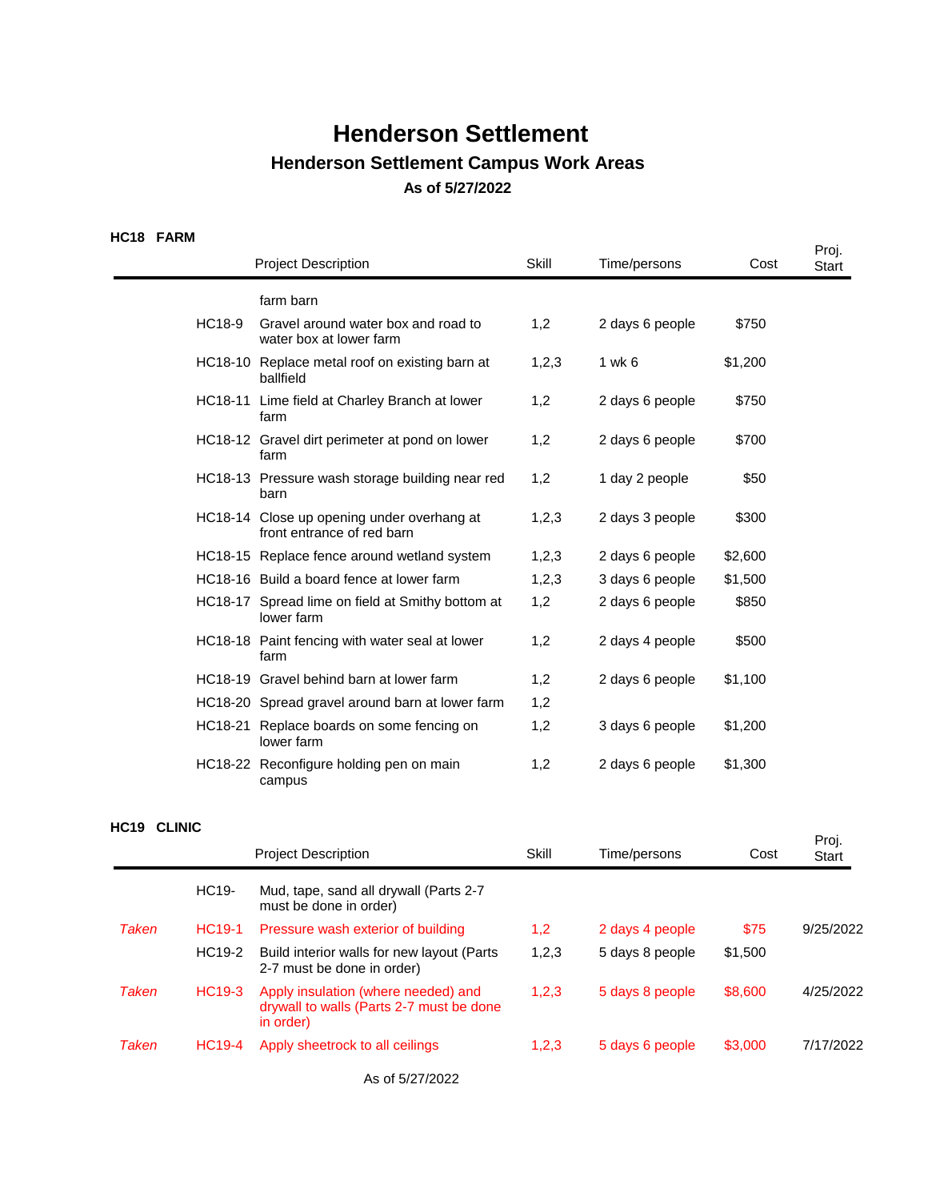# Henderson Settlement

## Henderson Settlement Campus Work Areas

### As of 5/27/2022

**HC18 FARM**

| | | Project Description | Skill | Time/persons | Cost | Proj. Start |
|---|---|---|---|---|---|---|
| | | farm barn | | | | |
| | HC18-9 | Gravel around water box and road to water box at lower farm | 1,2 | 2 days 6 people | $750 | |
| | HC18-10 | Replace metal roof on existing barn at ballfield | 1,2,3 | 1 wk 6 | $1,200 | |
| | HC18-11 | Lime field at Charley Branch at lower farm | 1,2 | 2 days 6 people | $750 | |
| | HC18-12 | Gravel dirt perimeter at pond on lower farm | 1,2 | 2 days 6 people | $700 | |
| | HC18-13 | Pressure wash storage building near red barn | 1,2 | 1 day 2 people | $50 | |
| | HC18-14 | Close up opening under overhang at front entrance of red barn | 1,2,3 | 2 days 3 people | $300 | |
| | HC18-15 | Replace fence around wetland system | 1,2,3 | 2 days 6 people | $2,600 | |
| | HC18-16 | Build a board fence at lower farm | 1,2,3 | 3 days 6 people | $1,500 | |
| | HC18-17 | Spread lime on field at Smithy bottom at lower farm | 1,2 | 2 days 6 people | $850 | |
| | HC18-18 | Paint fencing with water seal at lower farm | 1,2 | 2 days 4 people | $500 | |
| | HC18-19 | Gravel behind barn at lower farm | 1,2 | 2 days 6 people | $1,100 | |
| | HC18-20 | Spread gravel around barn at lower farm | 1,2 | | | |
| | HC18-21 | Replace boards on some fencing on lower farm | 1,2 | 3 days 6 people | $1,200 | |
| | HC18-22 | Reconfigure holding pen on main campus | 1,2 | 2 days 6 people | $1,300 | |

**HC19 CLINIC**

| | | Project Description | Skill | Time/persons | Cost | Proj. Start |
|---|---|---|---|---|---|---|
| | HC19- | Mud, tape, sand all drywall (Parts 2-7 must be done in order) | | | | |
| *Taken* | HC19-1 | Pressure wash exterior of building | 1,2 | 2 days 4 people | $75 | 9/25/2022 |
| | HC19-2 | Build interior walls for new layout (Parts 2-7 must be done in order) | 1,2,3 | 5 days 8 people | $1,500 | |
| *Taken* | HC19-3 | Apply insulation (where needed) and drywall to walls (Parts 2-7 must be done in order) | 1,2,3 | 5 days 8 people | $8,600 | 4/25/2022 |
| *Taken* | HC19-4 | Apply sheetrock to all ceilings | 1,2,3 | 5 days 6 people | $3,000 | 7/17/2022 |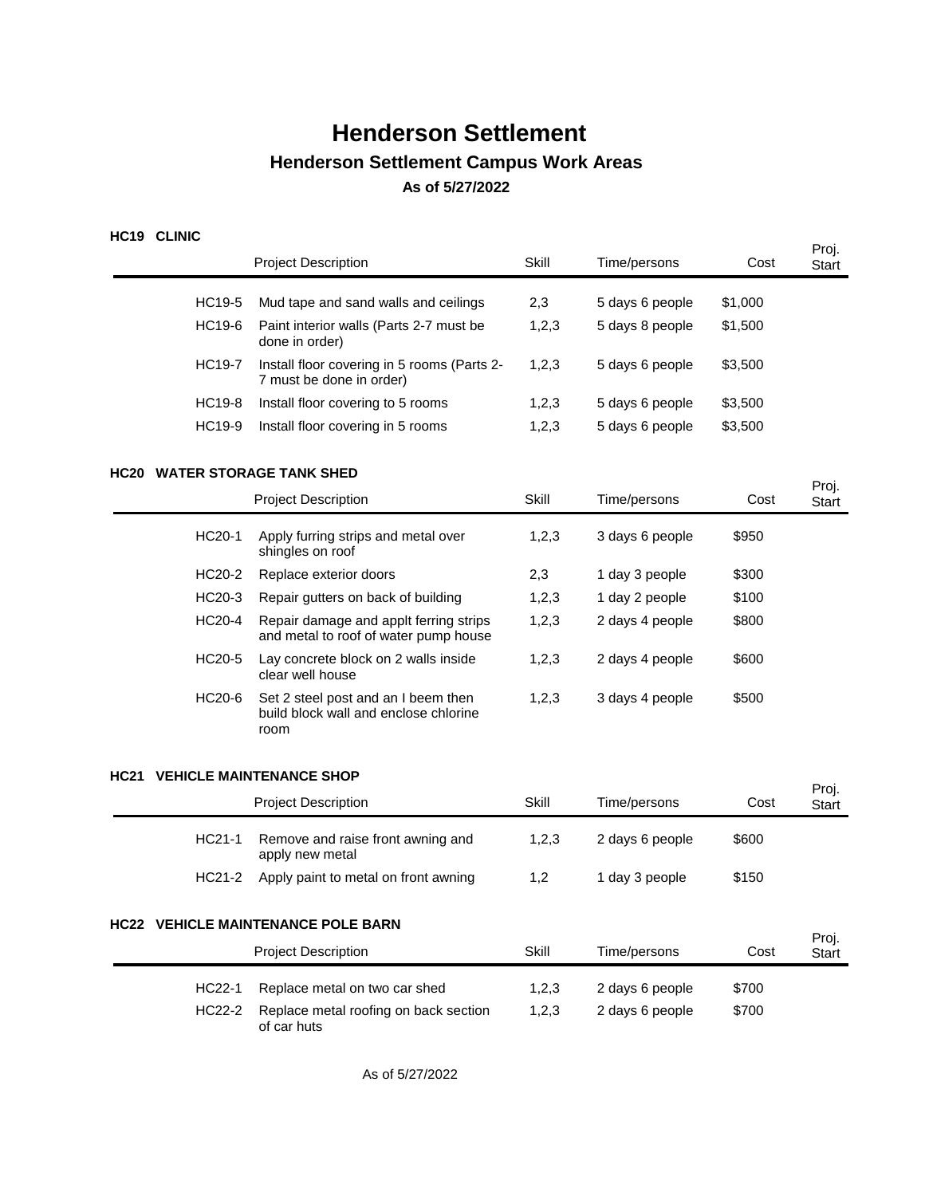# Henderson Settlement

## Henderson Settlement Campus Work Areas

### As of 5/27/2022

#### HC19 CLINIC

| | Project Description | Skill | Time/persons | Cost | Proj. Start |
|---|---|---|---|---|---|
| HC19-5 | Mud tape and sand walls and ceilings | 2,3 | 5 days 6 people | $1,000 | |
| HC19-6 | Paint interior walls (Parts 2-7 must be done in order) | 1,2,3 | 5 days 8 people | $1,500 | |
| HC19-7 | Install floor covering in 5 rooms (Parts 2-7 must be done in order) | 1,2,3 | 5 days 6 people | $3,500 | |
| HC19-8 | Install floor covering to 5 rooms | 1,2,3 | 5 days 6 people | $3,500 | |
| HC19-9 | Install floor covering in 5 rooms | 1,2,3 | 5 days 6 people | $3,500 | |

#### HC20 WATER STORAGE TANK SHED

| | Project Description | Skill | Time/persons | Cost | Proj. Start |
|---|---|---|---|---|---|
| HC20-1 | Apply furring strips and metal over shingles on roof | 1,2,3 | 3 days 6 people | $950 | |
| HC20-2 | Replace exterior doors | 2,3 | 1 day 3 people | $300 | |
| HC20-3 | Repair gutters on back of building | 1,2,3 | 1 day 2 people | $100 | |
| HC20-4 | Repair damage and applt ferring strips and metal to roof of water pump house | 1,2,3 | 2 days 4 people | $800 | |
| HC20-5 | Lay concrete block on 2 walls inside clear well house | 1,2,3 | 2 days 4 people | $600 | |
| HC20-6 | Set 2 steel post and an I beem then build block wall and enclose chlorine room | 1,2,3 | 3 days 4 people | $500 | |

#### HC21 VEHICLE MAINTENANCE SHOP

| | Project Description | Skill | Time/persons | Cost | Proj. Start |
|---|---|---|---|---|---|
| HC21-1 | Remove and raise front awning and apply new metal | 1,2,3 | 2 days 6 people | $600 | |
| HC21-2 | Apply paint to metal on front awning | 1,2 | 1 day 3 people | $150 | |

#### HC22 VEHICLE MAINTENANCE POLE BARN

| | Project Description | Skill | Time/persons | Cost | Proj. Start |
|---|---|---|---|---|---|
| HC22-1 | Replace metal on two car shed | 1,2,3 | 2 days 6 people | $700 | |
| HC22-2 | Replace metal roofing on back section of car huts | 1,2,3 | 2 days 6 people | $700 | |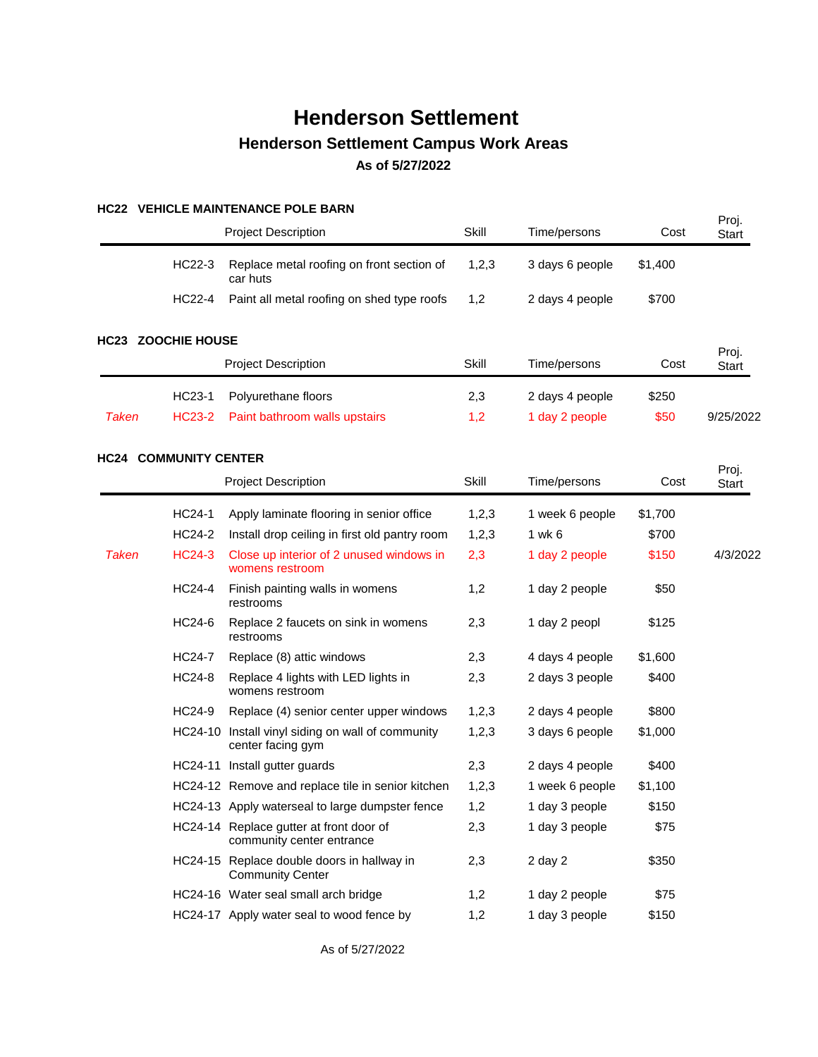# Henderson Settlement

## Henderson Settlement Campus Work Areas

### As of 5/27/2022

**HC22 VEHICLE MAINTENANCE POLE BARN**

| | | Project Description | Skill | Time/persons | Cost | Proj. Start |
|---|---|---|---|---|---|---|
| | HC22-3 | Replace metal roofing on front section of car huts | 1,2,3 | 3 days 6 people | $1,400 | |
| | HC22-4 | Paint all metal roofing on shed type roofs | 1,2 | 2 days 4 people | $700 | |

**HC23 ZOOCHIE HOUSE**

| | | Project Description | Skill | Time/persons | Cost | Proj. Start |
|---|---|---|---|---|---|---|
| | HC23-1 | Polyurethane floors | 2,3 | 2 days 4 people | $250 | |
| *Taken* | HC23-2 | Paint bathroom walls upstairs | 1,2 | 1 day 2 people | $50 | 9/25/2022 |

**HC24 COMMUNITY CENTER**

| | | Project Description | Skill | Time/persons | Cost | Proj. Start |
|---|---|---|---|---|---|---|
| | HC24-1 | Apply laminate flooring in senior office | 1,2,3 | 1 week 6 people | $1,700 | |
| | HC24-2 | Install drop ceiling in first old pantry room | 1,2,3 | 1 wk 6 | $700 | |
| *Taken* | HC24-3 | Close up interior of 2 unused windows in womens restroom | 2,3 | 1 day 2 people | $150 | 4/3/2022 |
| | HC24-4 | Finish painting walls in womens restrooms | 1,2 | 1 day 2 people | $50 | |
| | HC24-6 | Replace 2 faucets on sink in womens restrooms | 2,3 | 1 day 2 peopl | $125 | |
| | HC24-7 | Replace (8) attic windows | 2,3 | 4 days 4 people | $1,600 | |
| | HC24-8 | Replace 4 lights with LED lights in womens restroom | 2,3 | 2 days 3 people | $400 | |
| | HC24-9 | Replace (4) senior center upper windows | 1,2,3 | 2 days 4 people | $800 | |
| | HC24-10 | Install vinyl siding on wall of community center facing gym | 1,2,3 | 3 days 6 people | $1,000 | |
| | HC24-11 | Install gutter guards | 2,3 | 2 days 4 people | $400 | |
| | HC24-12 | Remove and replace tile in senior kitchen | 1,2,3 | 1 week 6 people | $1,100 | |
| | HC24-13 | Apply waterseal to large dumpster fence | 1,2 | 1 day 3 people | $150 | |
| | HC24-14 | Replace gutter at front door of community center entrance | 2,3 | 1 day 3 people | $75 | |
| | HC24-15 | Replace double doors in hallway in Community Center | 2,3 | 2 day 2 | $350 | |
| | HC24-16 | Water seal small arch bridge | 1,2 | 1 day 2 people | $75 | |
| | HC24-17 | Apply water seal to wood fence by | 1,2 | 1 day 3 people | $150 | |

As of 5/27/2022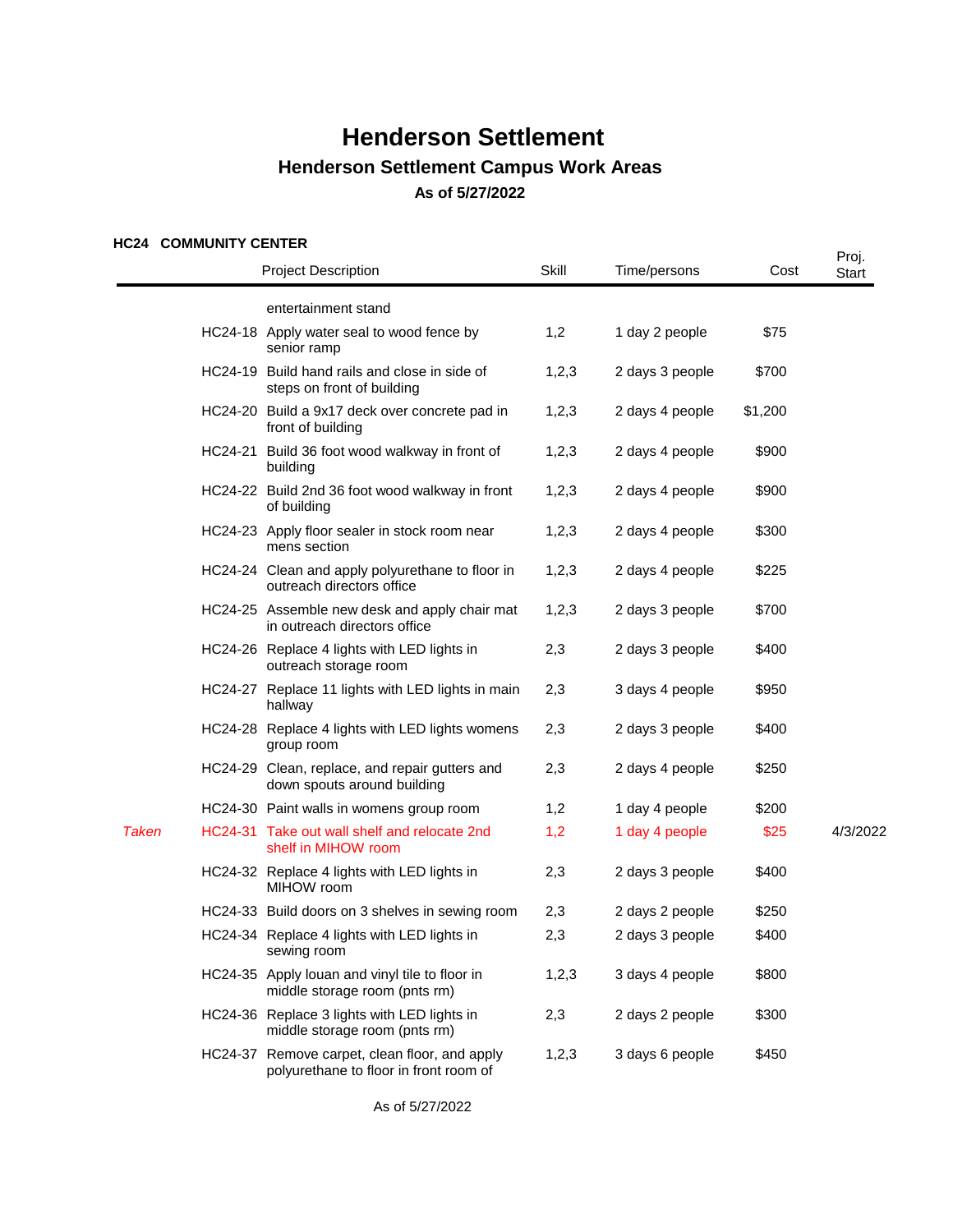# Henderson Settlement

## Henderson Settlement Campus Work Areas

### As of 5/27/2022

**HC24 COMMUNITY CENTER**

| | | Project Description | Skill | Time/persons | Cost | Proj. Start |
|---|---|---|---|---|---|---|
| | | entertainment stand | | | | |
| | HC24-18 | Apply water seal to wood fence by senior ramp | 1,2 | 1 day 2 people | $75 | |
| | HC24-19 | Build hand rails and close in side of steps on front of building | 1,2,3 | 2 days 3 people | $700 | |
| | HC24-20 | Build a 9x17 deck over concrete pad in front of building | 1,2,3 | 2 days 4 people | $1,200 | |
| | HC24-21 | Build 36 foot wood walkway in front of building | 1,2,3 | 2 days 4 people | $900 | |
| | HC24-22 | Build 2nd 36 foot wood walkway in front of building | 1,2,3 | 2 days 4 people | $900 | |
| | HC24-23 | Apply floor sealer in stock room near mens section | 1,2,3 | 2 days 4 people | $300 | |
| | HC24-24 | Clean and apply polyurethane to floor in outreach directors office | 1,2,3 | 2 days 4 people | $225 | |
| | HC24-25 | Assemble new desk and apply chair mat in outreach directors office | 1,2,3 | 2 days 3 people | $700 | |
| | HC24-26 | Replace 4 lights with LED lights in outreach storage room | 2,3 | 2 days 3 people | $400 | |
| | HC24-27 | Replace 11 lights with LED lights in main hallway | 2,3 | 3 days 4 people | $950 | |
| | HC24-28 | Replace 4 lights with LED lights womens group room | 2,3 | 2 days 3 people | $400 | |
| | HC24-29 | Clean, replace, and repair gutters and down spouts around building | 2,3 | 2 days 4 people | $250 | |
| | HC24-30 | Paint walls in womens group room | 1,2 | 1 day 4 people | $200 | |
| *Taken* | HC24-31 | Take out wall shelf and relocate 2nd shelf in MIHOW room | 1,2 | 1 day 4 people | $25 | 4/3/2022 |
| | HC24-32 | Replace 4 lights with LED lights in MIHOW room | 2,3 | 2 days 3 people | $400 | |
| | HC24-33 | Build doors on 3 shelves in sewing room | 2,3 | 2 days 2 people | $250 | |
| | HC24-34 | Replace 4 lights with LED lights in sewing room | 2,3 | 2 days 3 people | $400 | |
| | HC24-35 | Apply louan and vinyl tile to floor in middle storage room (pnts rm) | 1,2,3 | 3 days 4 people | $800 | |
| | HC24-36 | Replace 3 lights with LED lights in middle storage room (pnts rm) | 2,3 | 2 days 2 people | $300 | |
| | HC24-37 | Remove carpet, clean floor, and apply polyurethane to floor in front room of | 1,2,3 | 3 days 6 people | $450 | |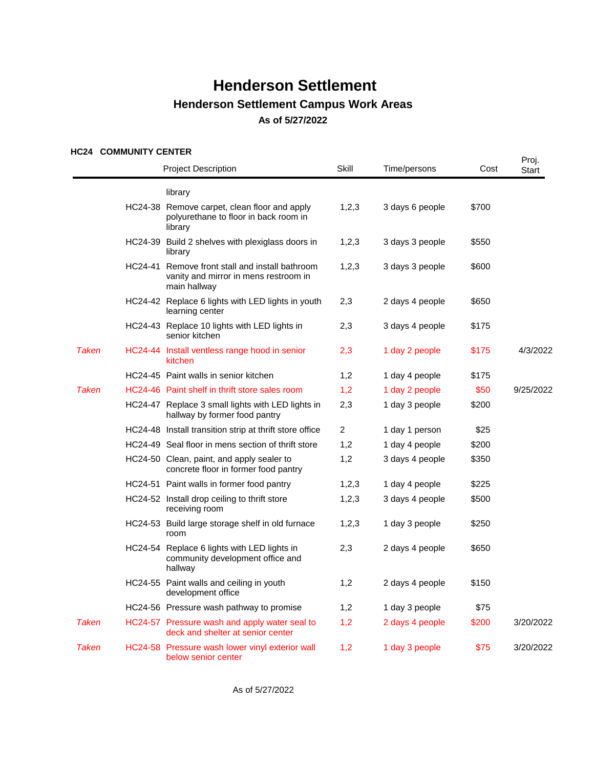# Henderson Settlement

## Henderson Settlement Campus Work Areas

### As of 5/27/2022

**HC24 COMMUNITY CENTER**

| | | Project Description | Skill | Time/persons | Cost | Proj. Start |
|---|---|---|---|---|---|---|
| | | library | | | | |
| | HC24-38 | Remove carpet, clean floor and apply polyurethane to floor in back room in library | 1,2,3 | 3 days 6 people | $700 | |
| | HC24-39 | Build 2 shelves with plexiglass doors in library | 1,2,3 | 3 days 3 people | $550 | |
| | HC24-41 | Remove front stall and install bathroom vanity and mirror in mens restroom in main hallway | 1,2,3 | 3 days 3 people | $600 | |
| | HC24-42 | Replace 6 lights with LED lights in youth learning center | 2,3 | 2 days 4 people | $650 | |
| | HC24-43 | Replace 10 lights with LED lights in senior kitchen | 2,3 | 3 days 4 people | $175 | |
| *Taken* | HC24-44 | Install ventless range hood in senior kitchen | 2,3 | 1 day 2 people | $175 | 4/3/2022 |
| | HC24-45 | Paint walls in senior kitchen | 1,2 | 1 day 4 people | $175 | |
| *Taken* | HC24-46 | Paint shelf in thrift store sales room | 1,2 | 1 day 2 people | $50 | 9/25/2022 |
| | HC24-47 | Replace 3 small lights with LED lights in hallway by former food pantry | 2,3 | 1 day 3 people | $200 | |
| | HC24-48 | Install transition strip at thrift store office | 2 | 1 day 1 person | $25 | |
| | HC24-49 | Seal floor in mens section of thrift store | 1,2 | 1 day 4 people | $200 | |
| | HC24-50 | Clean, paint, and apply sealer to concrete floor in former food pantry | 1,2 | 3 days 4 people | $350 | |
| | HC24-51 | Paint walls in former food pantry | 1,2,3 | 1 day 4 people | $225 | |
| | HC24-52 | Install drop ceiling to thrift store receiving room | 1,2,3 | 3 days 4 people | $500 | |
| | HC24-53 | Build large storage shelf in old furnace room | 1,2,3 | 1 day 3 people | $250 | |
| | HC24-54 | Replace 6 lights with LED lights in community development office and hallway | 2,3 | 2 days 4 people | $650 | |
| | HC24-55 | Paint walls and ceiling in youth development office | 1,2 | 2 days 4 people | $150 | |
| | HC24-56 | Pressure wash pathway to promise | 1,2 | 1 day 3 people | $75 | |
| *Taken* | HC24-57 | Pressure wash and apply water seal to deck and shelter at senior center | 1,2 | 2 days 4 people | $200 | 3/20/2022 |
| *Taken* | HC24-58 | Pressure wash lower vinyl exterior wall below senior center | 1,2 | 1 day 3 people | $75 | 3/20/2022 |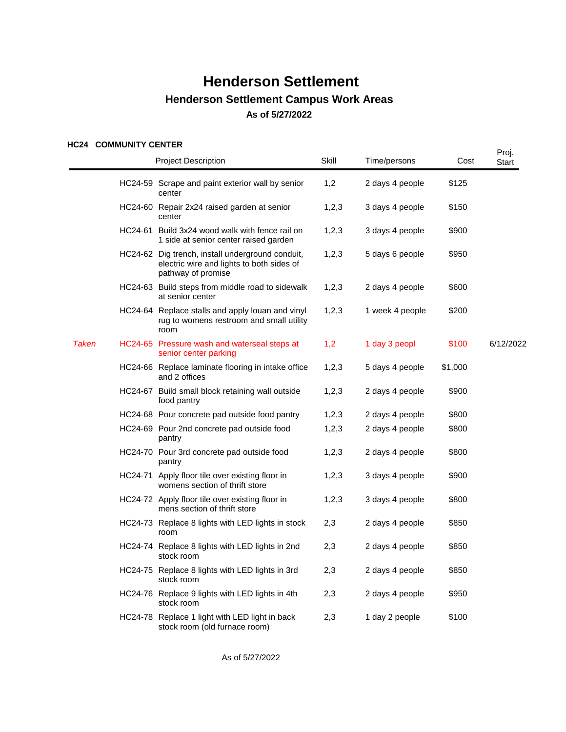# Henderson Settlement

## Henderson Settlement Campus Work Areas

### As of 5/27/2022

**HC24 COMMUNITY CENTER**

| | | Project Description | Skill | Time/persons | Cost | Proj. Start |
|---|---|---|---|---|---|---|
| | HC24-59 | Scrape and paint exterior wall by senior center | 1,2 | 2 days 4 people | $125 | |
| | HC24-60 | Repair 2x24 raised garden at senior center | 1,2,3 | 3 days 4 people | $150 | |
| | HC24-61 | Build 3x24 wood walk with fence rail on 1 side at senior center raised garden | 1,2,3 | 3 days 4 people | $900 | |
| | HC24-62 | Dig trench, install underground conduit, electric wire and lights to both sides of pathway of promise | 1,2,3 | 5 days 6 people | $950 | |
| | HC24-63 | Build steps from middle road to sidewalk at senior center | 1,2,3 | 2 days 4 people | $600 | |
| | HC24-64 | Replace stalls and apply louan and vinyl rug to womens restroom and small utility room | 1,2,3 | 1 week 4 people | $200 | |
| *Taken* | HC24-65 | Pressure wash and waterseal steps at senior center parking | 1,2 | 1 day 3 peopl | $100 | 6/12/2022 |
| | HC24-66 | Replace laminate flooring in intake office and 2 offices | 1,2,3 | 5 days 4 people | $1,000 | |
| | HC24-67 | Build small block retaining wall outside food pantry | 1,2,3 | 2 days 4 people | $900 | |
| | HC24-68 | Pour concrete pad outside food pantry | 1,2,3 | 2 days 4 people | $800 | |
| | HC24-69 | Pour 2nd concrete pad outside food pantry | 1,2,3 | 2 days 4 people | $800 | |
| | HC24-70 | Pour 3rd concrete pad outside food pantry | 1,2,3 | 2 days 4 people | $800 | |
| | HC24-71 | Apply floor tile over existing floor in womens section of thrift store | 1,2,3 | 3 days 4 people | $900 | |
| | HC24-72 | Apply floor tile over existing floor in mens section of thrift store | 1,2,3 | 3 days 4 people | $800 | |
| | HC24-73 | Replace 8 lights with LED lights in stock room | 2,3 | 2 days 4 people | $850 | |
| | HC24-74 | Replace 8 lights with LED lights in 2nd stock room | 2,3 | 2 days 4 people | $850 | |
| | HC24-75 | Replace 8 lights with LED lights in 3rd stock room | 2,3 | 2 days 4 people | $850 | |
| | HC24-76 | Replace 9 lights with LED lights in 4th stock room | 2,3 | 2 days 4 people | $950 | |
| | HC24-78 | Replace 1 light with LED light in back stock room (old furnace room) | 2,3 | 1 day 2 people | $100 | |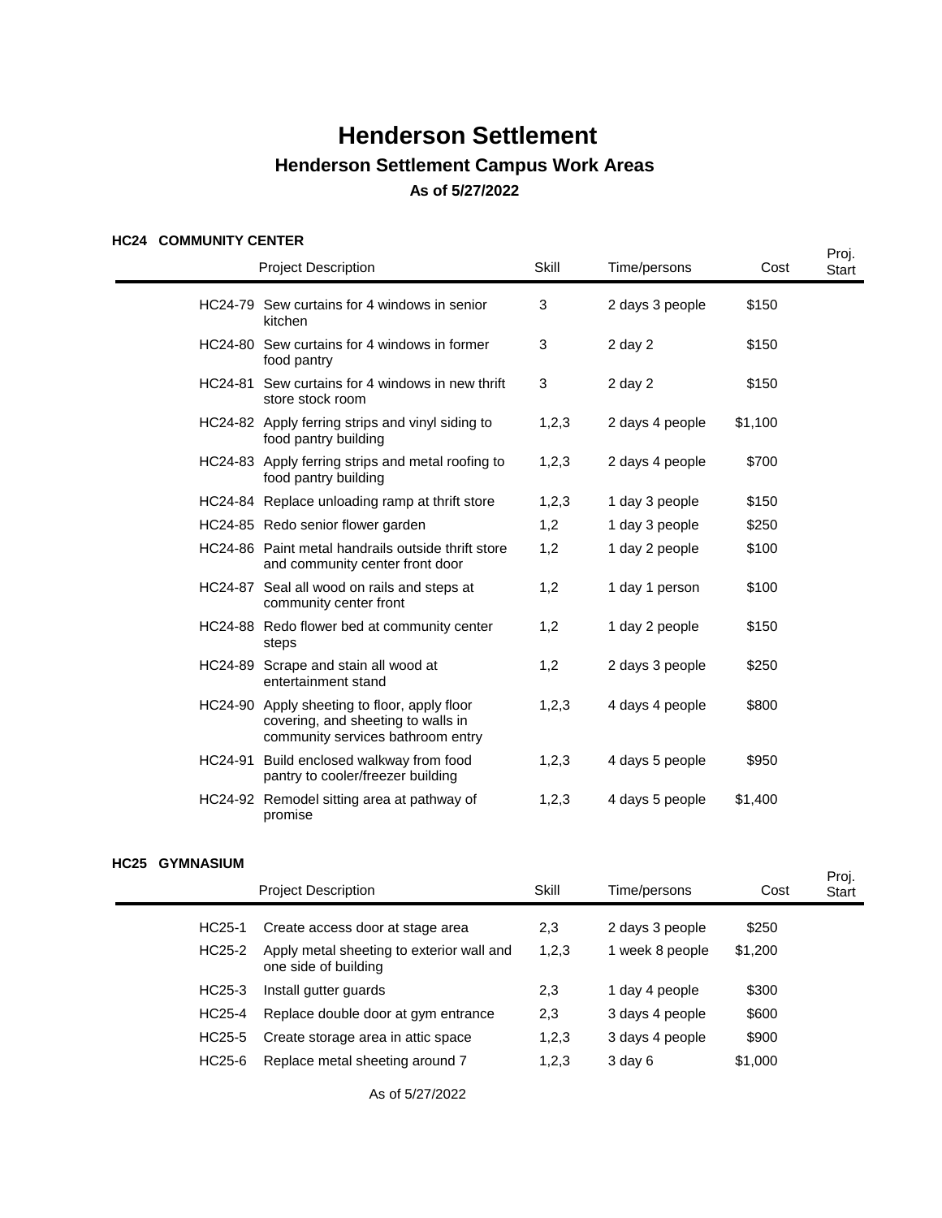# Henderson Settlement

## Henderson Settlement Campus Work Areas

### As of 5/27/2022

**HC24 COMMUNITY CENTER**

| | Project Description | Skill | Time/persons | Cost | Proj. Start |
|---|---|---|---|---|---|
| HC24-79 | Sew curtains for 4 windows in senior kitchen | 3 | 2 days 3 people | $150 | |
| HC24-80 | Sew curtains for 4 windows in former food pantry | 3 | 2 day 2 | $150 | |
| HC24-81 | Sew curtains for 4 windows in new thrift store stock room | 3 | 2 day 2 | $150 | |
| HC24-82 | Apply ferring strips and vinyl siding to food pantry building | 1,2,3 | 2 days 4 people | $1,100 | |
| HC24-83 | Apply ferring strips and metal roofing to food pantry building | 1,2,3 | 2 days 4 people | $700 | |
| HC24-84 | Replace unloading ramp at thrift store | 1,2,3 | 1 day 3 people | $150 | |
| HC24-85 | Redo senior flower garden | 1,2 | 1 day 3 people | $250 | |
| HC24-86 | Paint metal handrails outside thrift store and community center front door | 1,2 | 1 day 2 people | $100 | |
| HC24-87 | Seal all wood on rails and steps at community center front | 1,2 | 1 day 1 person | $100 | |
| HC24-88 | Redo flower bed at community center steps | 1,2 | 1 day 2 people | $150 | |
| HC24-89 | Scrape and stain all wood at entertainment stand | 1,2 | 2 days 3 people | $250 | |
| HC24-90 | Apply sheeting to floor, apply floor covering, and sheeting to walls in community services bathroom entry | 1,2,3 | 4 days 4 people | $800 | |
| HC24-91 | Build enclosed walkway from food pantry to cooler/freezer building | 1,2,3 | 4 days 5 people | $950 | |
| HC24-92 | Remodel sitting area at pathway of promise | 1,2,3 | 4 days 5 people | $1,400 | |

**HC25 GYMNASIUM**

| | Project Description | Skill | Time/persons | Cost | Proj. Start |
|---|---|---|---|---|---|
| HC25-1 | Create access door at stage area | 2,3 | 2 days 3 people | $250 | |
| HC25-2 | Apply metal sheeting to exterior wall and one side of building | 1,2,3 | 1 week 8 people | $1,200 | |
| HC25-3 | Install gutter guards | 2,3 | 1 day 4 people | $300 | |
| HC25-4 | Replace double door at gym entrance | 2,3 | 3 days 4 people | $600 | |
| HC25-5 | Create storage area in attic space | 1,2,3 | 3 days 4 people | $900 | |
| HC25-6 | Replace metal sheeting around 7 | 1,2,3 | 3 day 6 | $1,000 | |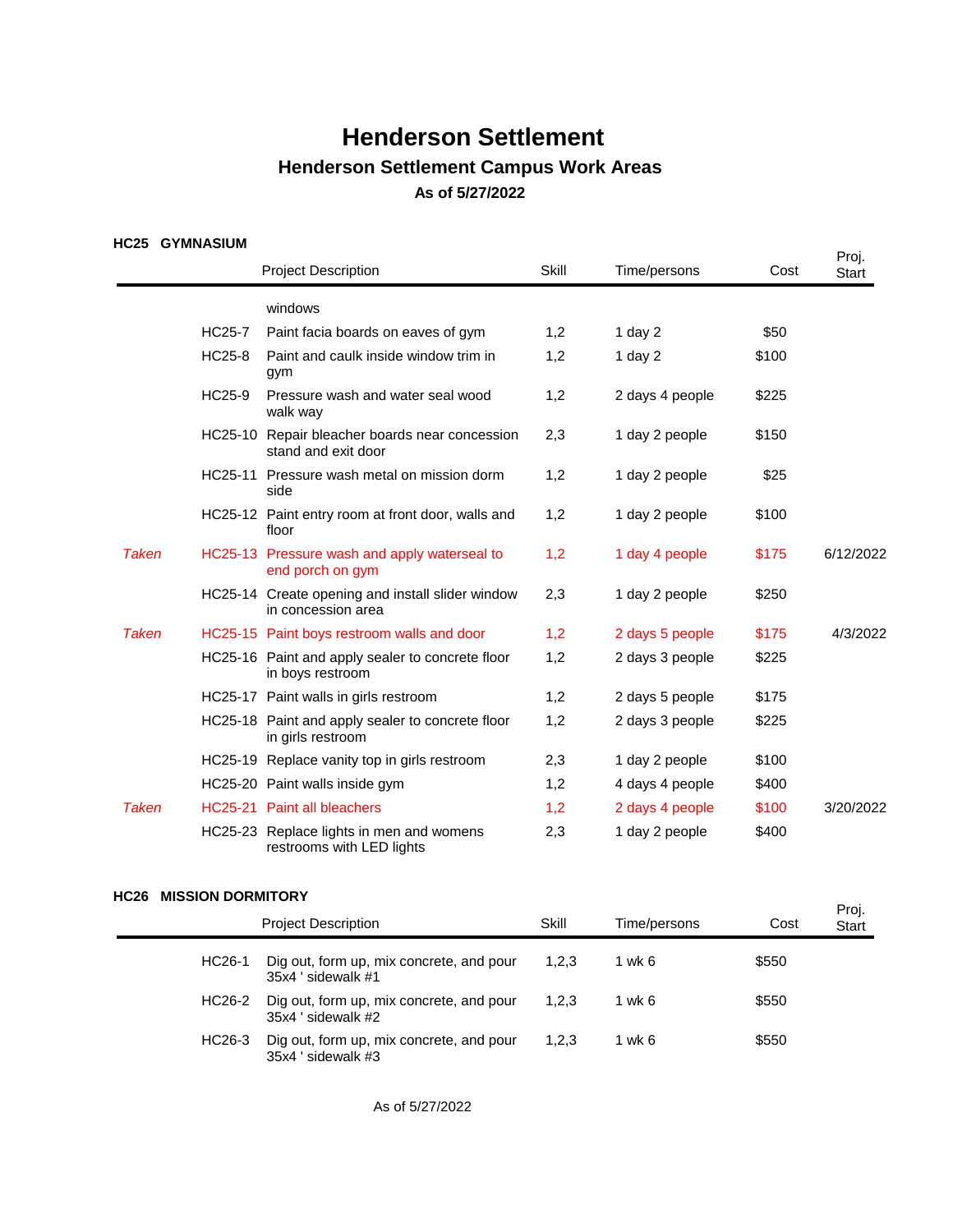# Henderson Settlement

## Henderson Settlement Campus Work Areas

### As of 5/27/2022

**HC25 GYMNASIUM**

| | | Project Description | Skill | Time/persons | Cost | Proj. Start |
|---|---|---|---|---|---|---|
| | | windows | | | | |
| | HC25-7 | Paint facia boards on eaves of gym | 1,2 | 1 day 2 | $50 | |
| | HC25-8 | Paint and caulk inside window trim in gym | 1,2 | 1 day 2 | $100 | |
| | HC25-9 | Pressure wash and water seal wood walk way | 1,2 | 2 days 4 people | $225 | |
| | HC25-10 | Repair bleacher boards near concession stand and exit door | 2,3 | 1 day 2 people | $150 | |
| | HC25-11 | Pressure wash metal on mission dorm side | 1,2 | 1 day 2 people | $25 | |
| | HC25-12 | Paint entry room at front door, walls and floor | 1,2 | 1 day 2 people | $100 | |
| *Taken* | HC25-13 | Pressure wash and apply waterseal to end porch on gym | 1,2 | 1 day 4 people | $175 | 6/12/2022 |
| | HC25-14 | Create opening and install slider window in concession area | 2,3 | 1 day 2 people | $250 | |
| *Taken* | HC25-15 | Paint boys restroom walls and door | 1,2 | 2 days 5 people | $175 | 4/3/2022 |
| | HC25-16 | Paint and apply sealer to concrete floor in boys restroom | 1,2 | 2 days 3 people | $225 | |
| | HC25-17 | Paint walls in girls restroom | 1,2 | 2 days 5 people | $175 | |
| | HC25-18 | Paint and apply sealer to concrete floor in girls restroom | 1,2 | 2 days 3 people | $225 | |
| | HC25-19 | Replace vanity top in girls restroom | 2,3 | 1 day 2 people | $100 | |
| | HC25-20 | Paint walls inside gym | 1,2 | 4 days 4 people | $400 | |
| *Taken* | HC25-21 | Paint all bleachers | 1,2 | 2 days 4 people | $100 | 3/20/2022 |
| | HC25-23 | Replace lights in men and womens restrooms with LED lights | 2,3 | 1 day 2 people | $400 | |

**HC26 MISSION DORMITORY**

| | | Project Description | Skill | Time/persons | Cost | Proj. Start |
|---|---|---|---|---|---|---|
| | HC26-1 | Dig out, form up, mix concrete, and pour 35x4 ' sidewalk #1 | 1,2,3 | 1 wk 6 | $550 | |
| | HC26-2 | Dig out, form up, mix concrete, and pour 35x4 ' sidewalk #2 | 1,2,3 | 1 wk 6 | $550 | |
| | HC26-3 | Dig out, form up, mix concrete, and pour 35x4 ' sidewalk #3 | 1,2,3 | 1 wk 6 | $550 | |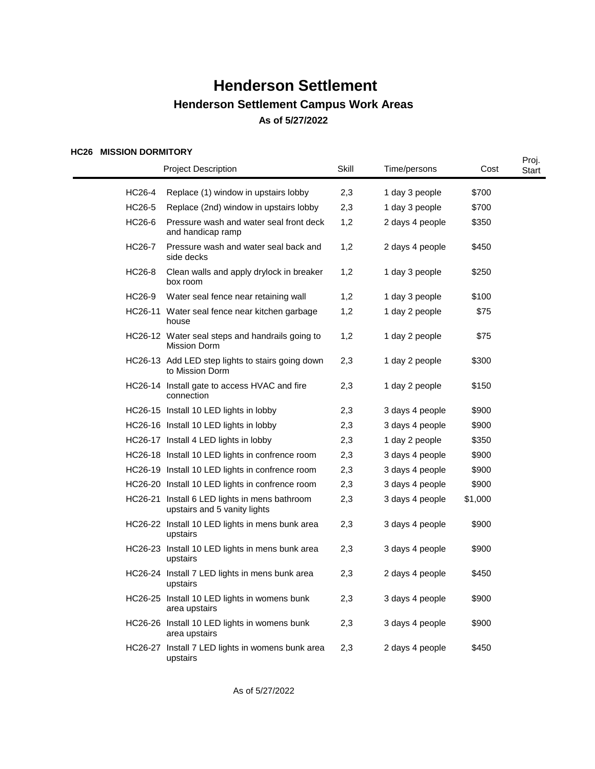# Henderson Settlement

## Henderson Settlement Campus Work Areas

### As of 5/27/2022

**HC26 MISSION DORMITORY**

| | Project Description | Skill | Time/persons | Cost | Proj. Start |
|---|---|---|---|---|---|
| HC26-4 | Replace (1) window in upstairs lobby | 2,3 | 1 day 3 people | $700 | |
| HC26-5 | Replace (2nd) window in upstairs lobby | 2,3 | 1 day 3 people | $700 | |
| HC26-6 | Pressure wash and water seal front deck and handicap ramp | 1,2 | 2 days 4 people | $350 | |
| HC26-7 | Pressure wash and water seal back and side decks | 1,2 | 2 days 4 people | $450 | |
| HC26-8 | Clean walls and apply drylock in breaker box room | 1,2 | 1 day 3 people | $250 | |
| HC26-9 | Water seal fence near retaining wall | 1,2 | 1 day 3 people | $100 | |
| HC26-11 | Water seal fence near kitchen garbage house | 1,2 | 1 day 2 people | $75 | |
| HC26-12 | Water seal steps and handrails going to Mission Dorm | 1,2 | 1 day 2 people | $75 | |
| HC26-13 | Add LED step lights to stairs going down to Mission Dorm | 2,3 | 1 day 2 people | $300 | |
| HC26-14 | Install gate to access HVAC and fire connection | 2,3 | 1 day 2 people | $150 | |
| HC26-15 | Install 10 LED lights in lobby | 2,3 | 3 days 4 people | $900 | |
| HC26-16 | Install 10 LED lights in lobby | 2,3 | 3 days 4 people | $900 | |
| HC26-17 | Install 4 LED lights in lobby | 2,3 | 1 day 2 people | $350 | |
| HC26-18 | Install 10 LED lights in confrence room | 2,3 | 3 days 4 people | $900 | |
| HC26-19 | Install 10 LED lights in confrence room | 2,3 | 3 days 4 people | $900 | |
| HC26-20 | Install 10 LED lights in confrence room | 2,3 | 3 days 4 people | $900 | |
| HC26-21 | Install 6 LED lights in mens bathroom upstairs and 5 vanity lights | 2,3 | 3 days 4 people | $1,000 | |
| HC26-22 | Install 10 LED lights in mens bunk area upstairs | 2,3 | 3 days 4 people | $900 | |
| HC26-23 | Install 10 LED lights in mens bunk area upstairs | 2,3 | 3 days 4 people | $900 | |
| HC26-24 | Install 7 LED lights in mens bunk area upstairs | 2,3 | 2 days 4 people | $450 | |
| HC26-25 | Install 10 LED lights in womens bunk area upstairs | 2,3 | 3 days 4 people | $900 | |
| HC26-26 | Install 10 LED lights in womens bunk area upstairs | 2,3 | 3 days 4 people | $900 | |
| HC26-27 | Install 7 LED lights in womens bunk area upstairs | 2,3 | 2 days 4 people | $450 | |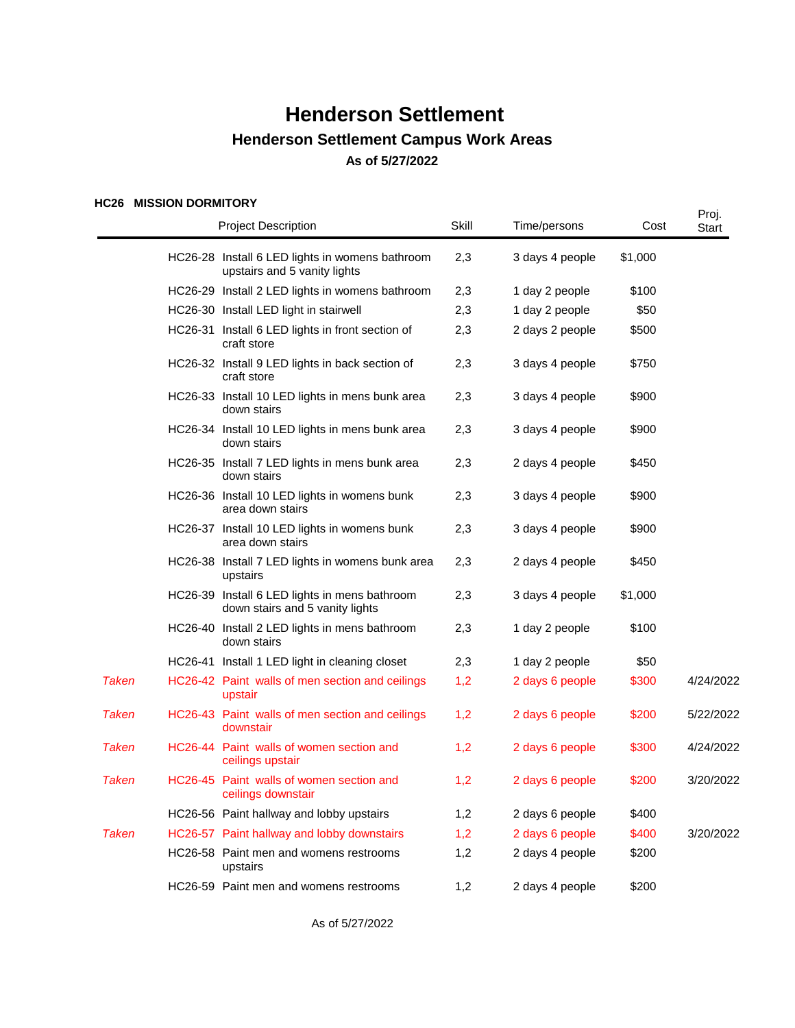# Henderson Settlement

## Henderson Settlement Campus Work Areas

### As of 5/27/2022

**HC26 MISSION DORMITORY**

| | | Project Description | Skill | Time/persons | Cost | Proj. Start |
|---|---|---|---|---|---|---|
| | HC26-28 | Install 6 LED lights in womens bathroom upstairs and 5 vanity lights | 2,3 | 3 days 4 people | $1,000 | |
| | HC26-29 | Install 2 LED lights in womens bathroom | 2,3 | 1 day 2 people | $100 | |
| | HC26-30 | Install LED light in stairwell | 2,3 | 1 day 2 people | $50 | |
| | HC26-31 | Install 6 LED lights in front section of craft store | 2,3 | 2 days 2 people | $500 | |
| | HC26-32 | Install 9 LED lights in back section of craft store | 2,3 | 3 days 4 people | $750 | |
| | HC26-33 | Install 10 LED lights in mens bunk area down stairs | 2,3 | 3 days 4 people | $900 | |
| | HC26-34 | Install 10 LED lights in mens bunk area down stairs | 2,3 | 3 days 4 people | $900 | |
| | HC26-35 | Install 7 LED lights in mens bunk area down stairs | 2,3 | 2 days 4 people | $450 | |
| | HC26-36 | Install 10 LED lights in womens bunk area down stairs | 2,3 | 3 days 4 people | $900 | |
| | HC26-37 | Install 10 LED lights in womens bunk area down stairs | 2,3 | 3 days 4 people | $900 | |
| | HC26-38 | Install 7 LED lights in womens bunk area upstairs | 2,3 | 2 days 4 people | $450 | |
| | HC26-39 | Install 6 LED lights in mens bathroom down stairs and 5 vanity lights | 2,3 | 3 days 4 people | $1,000 | |
| | HC26-40 | Install 2 LED lights in mens bathroom down stairs | 2,3 | 1 day 2 people | $100 | |
| | HC26-41 | Install 1 LED light in cleaning closet | 2,3 | 1 day 2 people | $50 | |
| *Taken* | HC26-42 | Paint walls of men section and ceilings upstair | 1,2 | 2 days 6 people | $300 | 4/24/2022 |
| *Taken* | HC26-43 | Paint walls of men section and ceilings downstair | 1,2 | 2 days 6 people | $200 | 5/22/2022 |
| *Taken* | HC26-44 | Paint walls of women section and ceilings upstair | 1,2 | 2 days 6 people | $300 | 4/24/2022 |
| *Taken* | HC26-45 | Paint walls of women section and ceilings downstair | 1,2 | 2 days 6 people | $200 | 3/20/2022 |
| | HC26-56 | Paint hallway and lobby upstairs | 1,2 | 2 days 6 people | $400 | |
| *Taken* | HC26-57 | Paint hallway and lobby downstairs | 1,2 | 2 days 6 people | $400 | 3/20/2022 |
| | HC26-58 | Paint men and womens restrooms upstairs | 1,2 | 2 days 4 people | $200 | |
| | HC26-59 | Paint men and womens restrooms | 1,2 | 2 days 4 people | $200 | |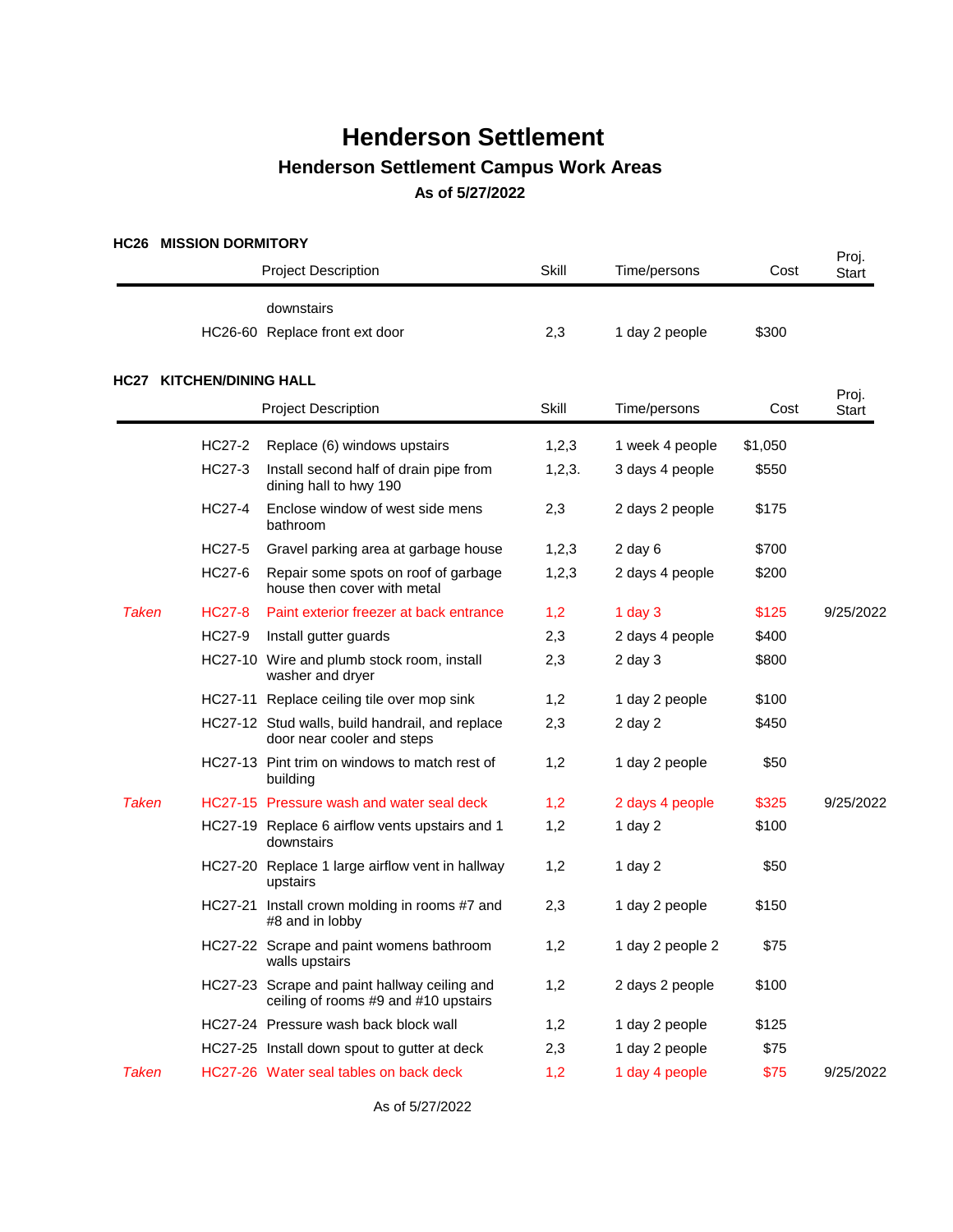# Henderson Settlement

## Henderson Settlement Campus Work Areas

### As of 5/27/2022

**HC26 MISSION DORMITORY**

| | | Project Description | Skill | Time/persons | Cost | Proj. Start |
|---|---|---|---|---|---|---|
| | | downstairs | | | | |
| | HC26-60 | Replace front ext door | 2,3 | 1 day 2 people | $300 | |

**HC27 KITCHEN/DINING HALL**

| | | Project Description | Skill | Time/persons | Cost | Proj. Start |
|---|---|---|---|---|---|---|
| | HC27-2 | Replace (6) windows upstairs | 1,2,3 | 1 week 4 people | $1,050 | |
| | HC27-3 | Install second half of drain pipe from dining hall to hwy 190 | 1,2,3. | 3 days 4 people | $550 | |
| | HC27-4 | Enclose window of west side mens bathroom | 2,3 | 2 days 2 people | $175 | |
| | HC27-5 | Gravel parking area at garbage house | 1,2,3 | 2 day 6 | $700 | |
| | HC27-6 | Repair some spots on roof of garbage house then cover with metal | 1,2,3 | 2 days 4 people | $200 | |
| *Taken* | HC27-8 | Paint exterior freezer at back entrance | 1,2 | 1 day 3 | $125 | 9/25/2022 |
| | HC27-9 | Install gutter guards | 2,3 | 2 days 4 people | $400 | |
| | HC27-10 | Wire and plumb stock room, install washer and dryer | 2,3 | 2 day 3 | $800 | |
| | HC27-11 | Replace ceiling tile over mop sink | 1,2 | 1 day 2 people | $100 | |
| | HC27-12 | Stud walls, build handrail, and replace door near cooler and steps | 2,3 | 2 day 2 | $450 | |
| | HC27-13 | Pint trim on windows to match rest of building | 1,2 | 1 day 2 people | $50 | |
| *Taken* | HC27-15 | Pressure wash and water seal deck | 1,2 | 2 days 4 people | $325 | 9/25/2022 |
| | HC27-19 | Replace 6 airflow vents upstairs and 1 downstairs | 1,2 | 1 day 2 | $100 | |
| | HC27-20 | Replace 1 large airflow vent in hallway upstairs | 1,2 | 1 day 2 | $50 | |
| | HC27-21 | Install crown molding in rooms #7 and #8 and in lobby | 2,3 | 1 day 2 people | $150 | |
| | HC27-22 | Scrape and paint womens bathroom walls upstairs | 1,2 | 1 day 2 people 2 | $75 | |
| | HC27-23 | Scrape and paint hallway ceiling and ceiling of rooms #9 and #10 upstairs | 1,2 | 2 days 2 people | $100 | |
| | HC27-24 | Pressure wash back block wall | 1,2 | 1 day 2 people | $125 | |
| | HC27-25 | Install down spout to gutter at deck | 2,3 | 1 day 2 people | $75 | |
| *Taken* | HC27-26 | Water seal tables on back deck | 1,2 | 1 day 4 people | $75 | 9/25/2022 |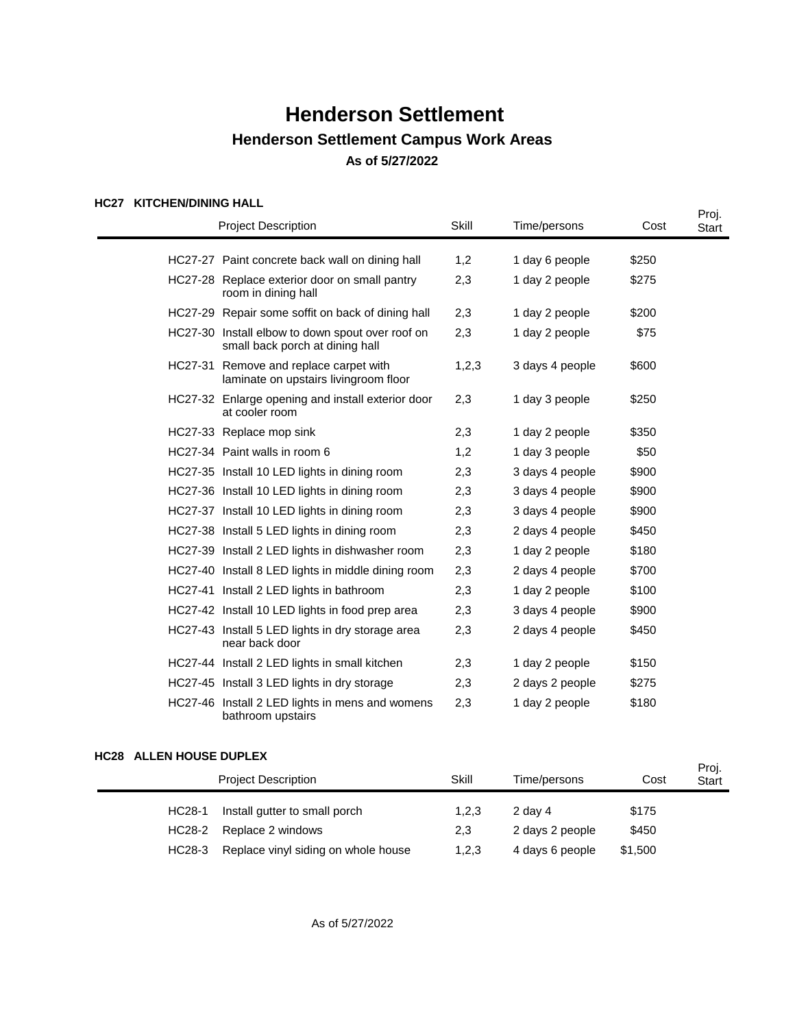# Henderson Settlement

## Henderson Settlement Campus Work Areas

### As of 5/27/2022

**HC27 KITCHEN/DINING HALL**

| | Project Description | Skill | Time/persons | Cost | Proj. Start |
|---|---|---|---|---|---|
| HC27-27 | Paint concrete back wall on dining hall | 1,2 | 1 day 6 people | $250 | |
| HC27-28 | Replace exterior door on small pantry room in dining hall | 2,3 | 1 day 2 people | $275 | |
| HC27-29 | Repair some soffit on back of dining hall | 2,3 | 1 day 2 people | $200 | |
| HC27-30 | Install elbow to down spout over roof on small back porch at dining hall | 2,3 | 1 day 2 people | $75 | |
| HC27-31 | Remove and replace carpet with laminate on upstairs livingroom floor | 1,2,3 | 3 days 4 people | $600 | |
| HC27-32 | Enlarge opening and install exterior door at cooler room | 2,3 | 1 day 3 people | $250 | |
| HC27-33 | Replace mop sink | 2,3 | 1 day 2 people | $350 | |
| HC27-34 | Paint walls in room 6 | 1,2 | 1 day 3 people | $50 | |
| HC27-35 | Install 10 LED lights in dining room | 2,3 | 3 days 4 people | $900 | |
| HC27-36 | Install 10 LED lights in dining room | 2,3 | 3 days 4 people | $900 | |
| HC27-37 | Install 10 LED lights in dining room | 2,3 | 3 days 4 people | $900 | |
| HC27-38 | Install 5 LED lights in dining room | 2,3 | 2 days 4 people | $450 | |
| HC27-39 | Install 2 LED lights in dishwasher room | 2,3 | 1 day 2 people | $180 | |
| HC27-40 | Install 8 LED lights in middle dining room | 2,3 | 2 days 4 people | $700 | |
| HC27-41 | Install 2 LED lights in bathroom | 2,3 | 1 day 2 people | $100 | |
| HC27-42 | Install 10 LED lights in food prep area | 2,3 | 3 days 4 people | $900 | |
| HC27-43 | Install 5 LED lights in dry storage area near back door | 2,3 | 2 days 4 people | $450 | |
| HC27-44 | Install 2 LED lights in small kitchen | 2,3 | 1 day 2 people | $150 | |
| HC27-45 | Install 3 LED lights in dry storage | 2,3 | 2 days 2 people | $275 | |
| HC27-46 | Install 2 LED lights in mens and womens bathroom upstairs | 2,3 | 1 day 2 people | $180 | |

**HC28 ALLEN HOUSE DUPLEX**

| | Project Description | Skill | Time/persons | Cost | Proj. Start |
|---|---|---|---|---|---|
| HC28-1 | Install gutter to small porch | 1,2,3 | 2 day 4 | $175 | |
| HC28-2 | Replace 2 windows | 2,3 | 2 days 2 people | $450 | |
| HC28-3 | Replace vinyl siding on whole house | 1,2,3 | 4 days 6 people | $1,500 | |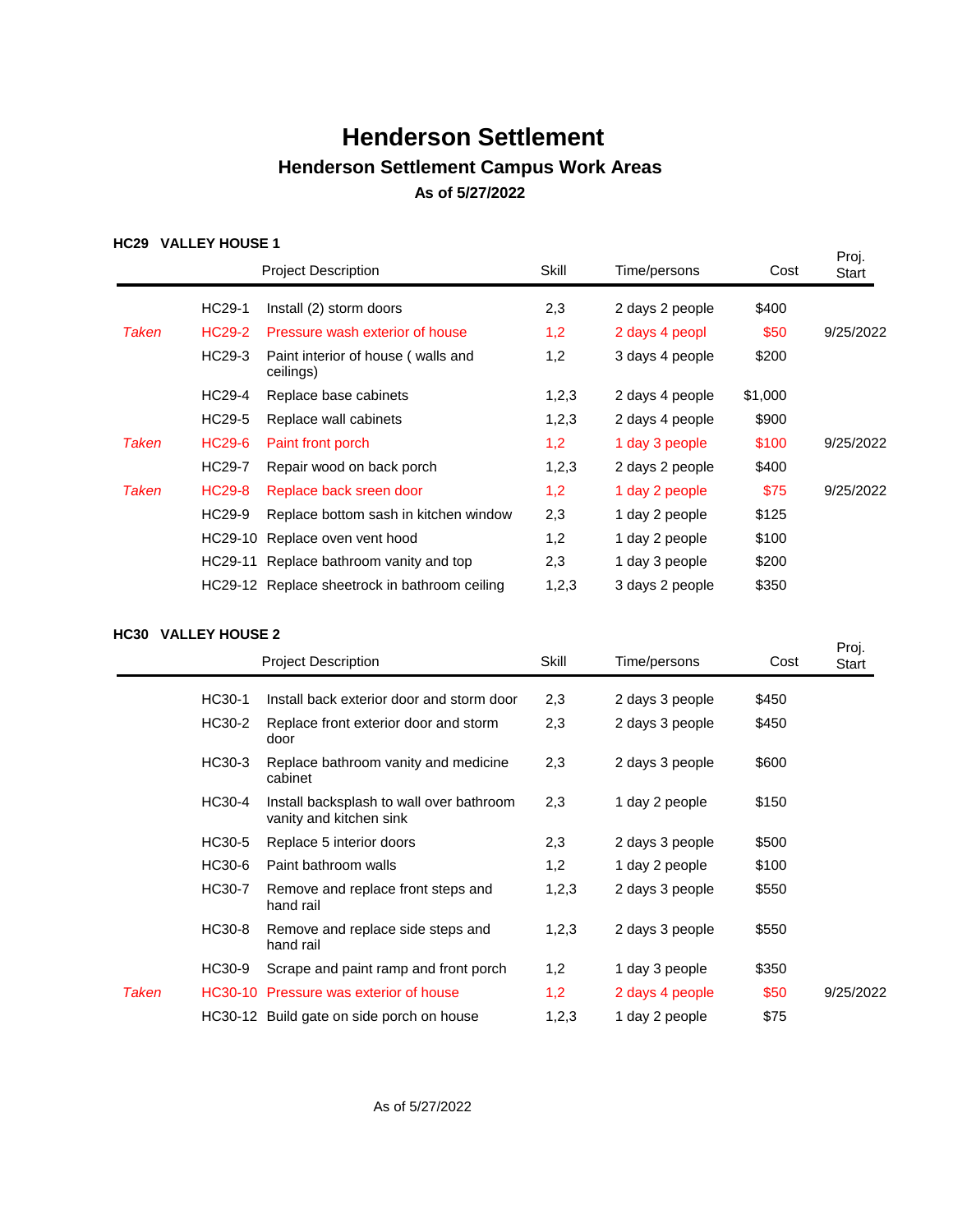# Henderson Settlement

## Henderson Settlement Campus Work Areas

### As of 5/27/2022

**HC29 VALLEY HOUSE 1**

| | | Project Description | Skill | Time/persons | Cost | Proj. Start |
|---|---|---|---|---|---|---|
| | HC29-1 | Install (2) storm doors | 2,3 | 2 days 2 people | $400 | |
| *Taken* | HC29-2 | Pressure wash exterior of house | 1,2 | 2 days 4 peopl | $50 | 9/25/2022 |
| | HC29-3 | Paint interior of house ( walls and ceilings) | 1,2 | 3 days 4 people | $200 | |
| | HC29-4 | Replace base cabinets | 1,2,3 | 2 days 4 people | $1,000 | |
| | HC29-5 | Replace wall cabinets | 1,2,3 | 2 days 4 people | $900 | |
| *Taken* | HC29-6 | Paint front porch | 1,2 | 1 day 3 people | $100 | 9/25/2022 |
| | HC29-7 | Repair wood on back porch | 1,2,3 | 2 days 2 people | $400 | |
| *Taken* | HC29-8 | Replace back sreen door | 1,2 | 1 day 2 people | $75 | 9/25/2022 |
| | HC29-9 | Replace bottom sash in kitchen window | 2,3 | 1 day 2 people | $125 | |
| | HC29-10 | Replace oven vent hood | 1,2 | 1 day 2 people | $100 | |
| | HC29-11 | Replace bathroom vanity and top | 2,3 | 1 day 3 people | $200 | |
| | HC29-12 | Replace sheetrock in bathroom ceiling | 1,2,3 | 3 days 2 people | $350 | |

**HC30 VALLEY HOUSE 2**

| | | Project Description | Skill | Time/persons | Cost | Proj. Start |
|---|---|---|---|---|---|---|
| | HC30-1 | Install back exterior door and storm door | 2,3 | 2 days 3 people | $450 | |
| | HC30-2 | Replace front exterior door and storm door | 2,3 | 2 days 3 people | $450 | |
| | HC30-3 | Replace bathroom vanity and medicine cabinet | 2,3 | 2 days 3 people | $600 | |
| | HC30-4 | Install backsplash to wall over bathroom vanity and kitchen sink | 2,3 | 1 day 2 people | $150 | |
| | HC30-5 | Replace 5 interior doors | 2,3 | 2 days 3 people | $500 | |
| | HC30-6 | Paint bathroom walls | 1,2 | 1 day 2 people | $100 | |
| | HC30-7 | Remove and replace front steps and hand rail | 1,2,3 | 2 days 3 people | $550 | |
| | HC30-8 | Remove and replace side steps and hand rail | 1,2,3 | 2 days 3 people | $550 | |
| | HC30-9 | Scrape and paint ramp and front porch | 1,2 | 1 day 3 people | $350 | |
| *Taken* | HC30-10 | Pressure was exterior of house | 1,2 | 2 days 4 people | $50 | 9/25/2022 |
| | HC30-12 | Build gate on side porch on house | 1,2,3 | 1 day 2 people | $75 | |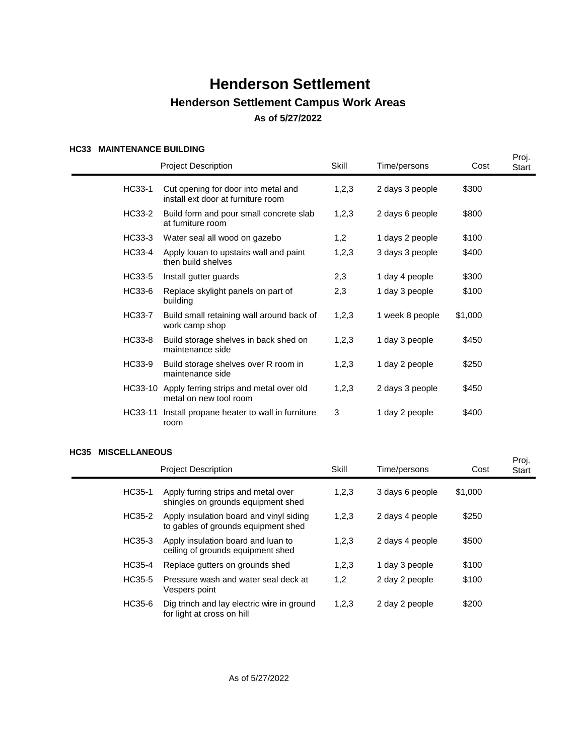# Henderson Settlement

## Henderson Settlement Campus Work Areas

### As of 5/27/2022

#### HC33 MAINTENANCE BUILDING

| | Project Description | Skill | Time/persons | Cost | Proj. Start |
|---|---|---|---|---|---|
| HC33-1 | Cut opening for door into metal and install ext door at furniture room | 1,2,3 | 2 days 3 people | $300 | |
| HC33-2 | Build form and pour small concrete slab at furniture room | 1,2,3 | 2 days 6 people | $800 | |
| HC33-3 | Water seal all wood on gazebo | 1,2 | 1 days 2 people | $100 | |
| HC33-4 | Apply louan to upstairs wall and paint then build shelves | 1,2,3 | 3 days 3 people | $400 | |
| HC33-5 | Install gutter guards | 2,3 | 1 day 4 people | $300 | |
| HC33-6 | Replace skylight panels on part of building | 2,3 | 1 day 3 people | $100 | |
| HC33-7 | Build small retaining wall around back of work camp shop | 1,2,3 | 1 week 8 people | $1,000 | |
| HC33-8 | Build storage shelves in back shed on maintenance side | 1,2,3 | 1 day 3 people | $450 | |
| HC33-9 | Build storage shelves over R room in maintenance side | 1,2,3 | 1 day 2 people | $250 | |
| HC33-10 | Apply ferring strips and metal over old metal on new tool room | 1,2,3 | 2 days 3 people | $450 | |
| HC33-11 | Install propane heater to wall in furniture room | 3 | 1 day 2 people | $400 | |

#### HC35 MISCELLANEOUS

| | Project Description | Skill | Time/persons | Cost | Proj. Start |
|---|---|---|---|---|---|
| HC35-1 | Apply furring strips and metal over shingles on grounds equipment shed | 1,2,3 | 3 days 6 people | $1,000 | |
| HC35-2 | Apply insulation board and vinyl siding to gables of grounds equipment shed | 1,2,3 | 2 days 4 people | $250 | |
| HC35-3 | Apply insulation board and luan to ceiling of grounds equipment shed | 1,2,3 | 2 days 4 people | $500 | |
| HC35-4 | Replace gutters on grounds shed | 1,2,3 | 1 day 3 people | $100 | |
| HC35-5 | Pressure wash and water seal deck at Vespers point | 1,2 | 2 day 2 people | $100 | |
| HC35-6 | Dig trinch and lay electric wire in ground for light at cross on hill | 1,2,3 | 2 day 2 people | $200 | |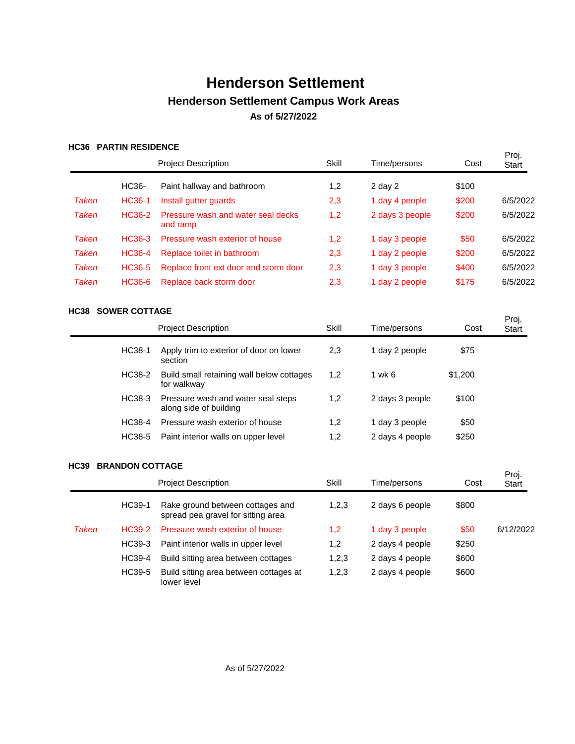# Henderson Settlement

## Henderson Settlement Campus Work Areas

### As of 5/27/2022

**HC36 PARTIN RESIDENCE**

| | | Project Description | Skill | Time/persons | Cost | Proj. Start |
|---|---|---|---|---|---|---|
| | HC36- | Paint hallway and bathroom | 1,2 | 2 day 2 | $100 | |
| *Taken* | HC36-1 | Install gutter guards | 2,3 | 1 day 4 people | $200 | 6/5/2022 |
| *Taken* | HC36-2 | Pressure wash and water seal decks and ramp | 1,2 | 2 days 3 people | $200 | 6/5/2022 |
| *Taken* | HC36-3 | Pressure wash exterior of house | 1,2 | 1 day 3 people | $50 | 6/5/2022 |
| *Taken* | HC36-4 | Replace toilet in bathroom | 2,3 | 1 day 2 people | $200 | 6/5/2022 |
| *Taken* | HC36-5 | Replace front ext door and storm door | 2,3 | 1 day 3 people | $400 | 6/5/2022 |
| *Taken* | HC36-6 | Replace back storm door | 2,3 | 1 day 2 people | $175 | 6/5/2022 |

**HC38 SOWER COTTAGE**

| | | Project Description | Skill | Time/persons | Cost | Proj. Start |
|---|---|---|---|---|---|---|
| | HC38-1 | Apply trim to exterior of door on lower section | 2,3 | 1 day 2 people | $75 | |
| | HC38-2 | Build small retaining wall below cottages for walkway | 1,2 | 1 wk 6 | $1,200 | |
| | HC38-3 | Pressure wash and water seal steps along side of building | 1,2 | 2 days 3 people | $100 | |
| | HC38-4 | Pressure wash exterior of house | 1,2 | 1 day 3 people | $50 | |
| | HC38-5 | Paint interior walls on upper level | 1,2 | 2 days 4 people | $250 | |

**HC39 BRANDON COTTAGE**

| | | Project Description | Skill | Time/persons | Cost | Proj. Start |
|---|---|---|---|---|---|---|
| | HC39-1 | Rake ground between cottages and spread pea gravel for sitting area | 1,2,3 | 2 days 6 people | $800 | |
| *Taken* | HC39-2 | Pressure wash exterior of house | 1,2 | 1 day 3 people | $50 | 6/12/2022 |
| | HC39-3 | Paint interior walls in upper level | 1,2 | 2 days 4 people | $250 | |
| | HC39-4 | Build sitting area between cottages | 1,2,3 | 2 days 4 people | $600 | |
| | HC39-5 | Build sitting area between cottages at lower level | 1,2,3 | 2 days 4 people | $600 | |